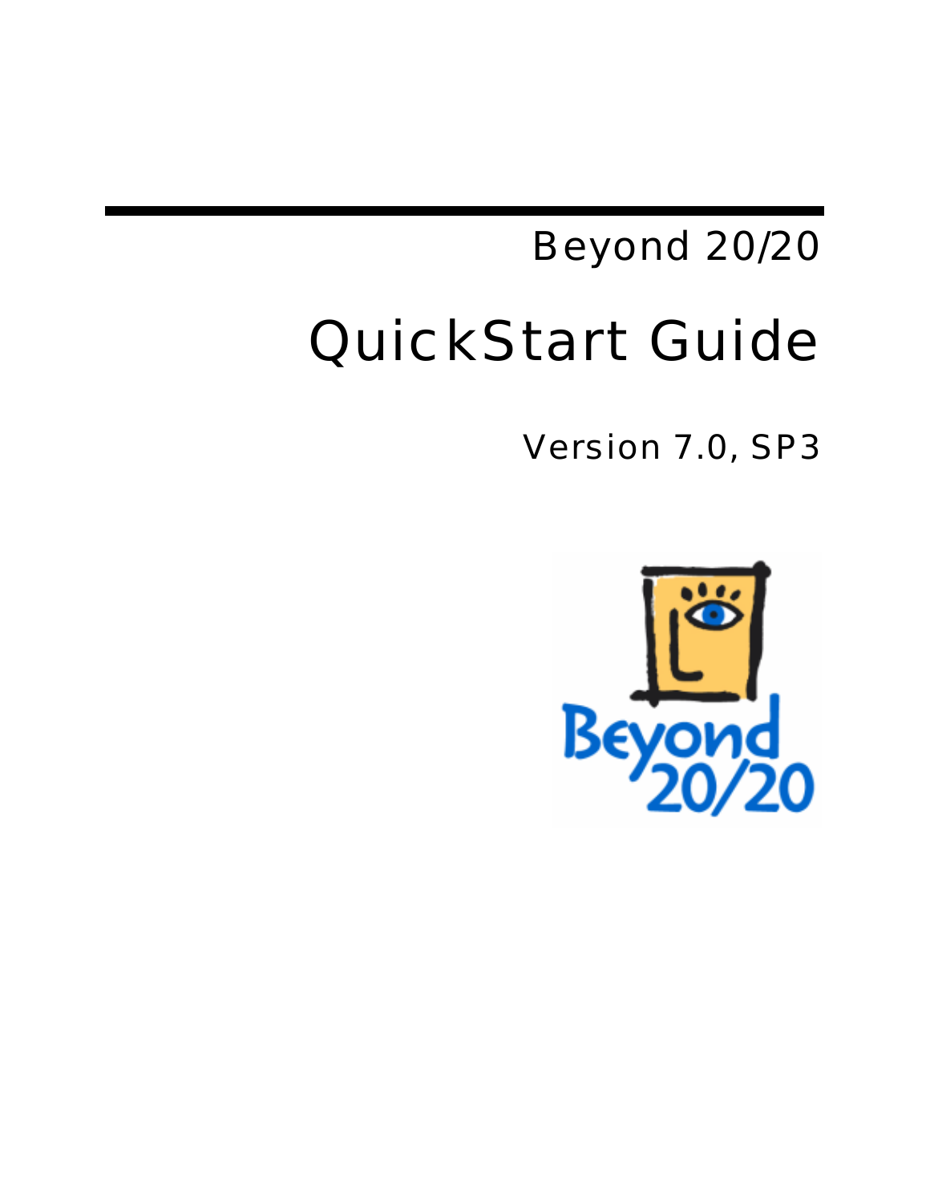Beyond 20/20

# QuickStart Guide

Version 7.0, SP3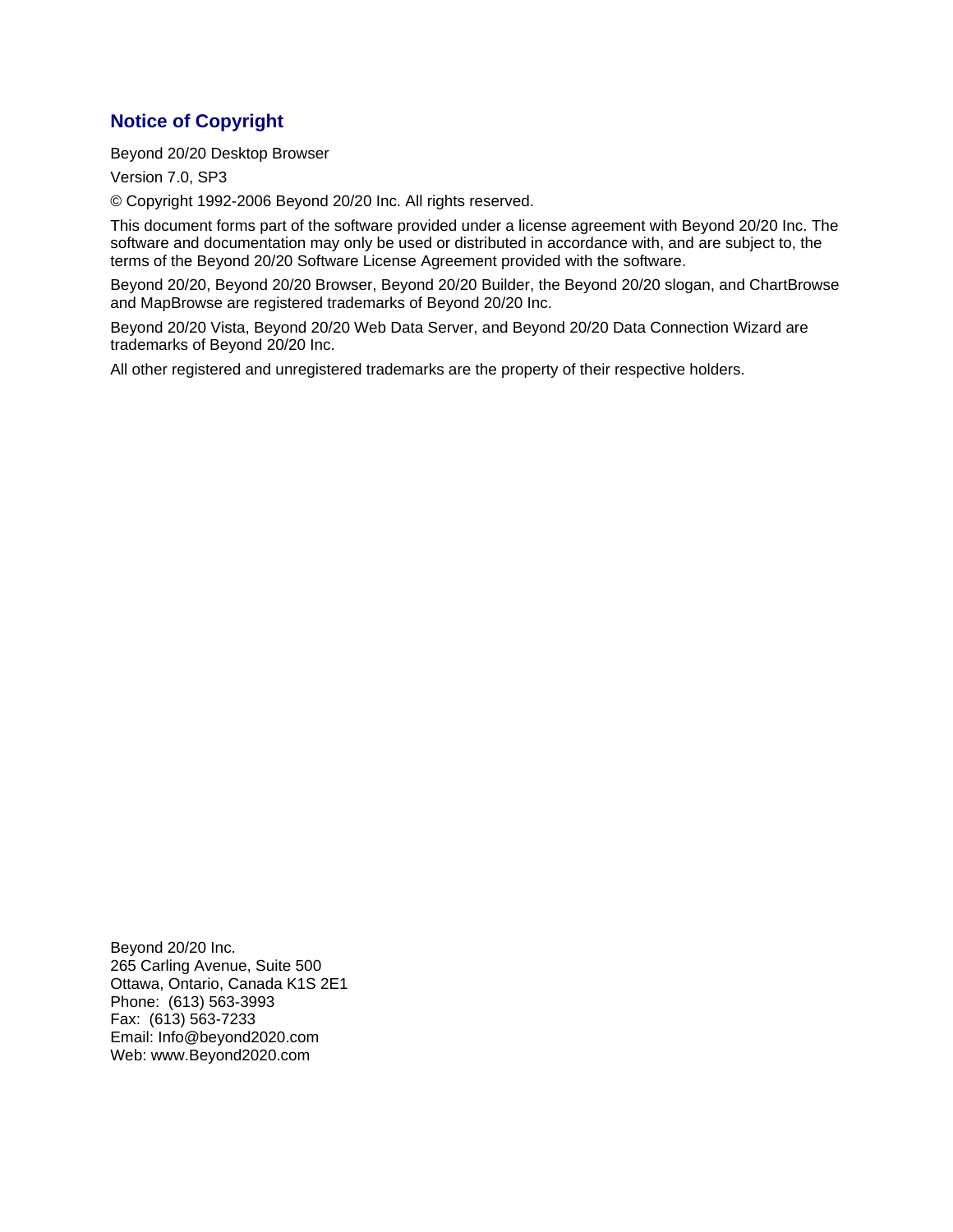## Notice of Copyright

Beyond 20/20 Desktop Browser

Version 7.0, SP3

© Copyright 1992-2006 Beyond 20/20 Inc. All rights reserved.

This document forms part of the software provided under a license agreement with Beyond 20/20 Inc. The software and documentation may only be used or distributed in accordance with, and are subject to, the terms of the Beyond 20/20 Software License Agreement provided with the software.

Beyond 20/20, Beyond 20/20 Browser, Beyond 20/20 Builder, the Beyond 20/20 slogan, and ChartBrowse and MapBrowse are registered trademarks of Beyond 20/20 Inc.

Beyond 20/20 Vista, Beyond 20/20 Web Data Server, and Beyond 20/20 Data Connection Wizard are trademarks of Beyond 20/20 Inc.

All other registered and unregistered trademarks are the property of their respective holders.

Beyond 20/20 Inc.
265 Carling Avenue, Suite 500
Ottawa, Ontario, Canada K1S 2E1
Phone: (613) 563-3993
Fax: (613) 563-7233
Email: Info@beyond2020.com
Web: www.Beyond2020.com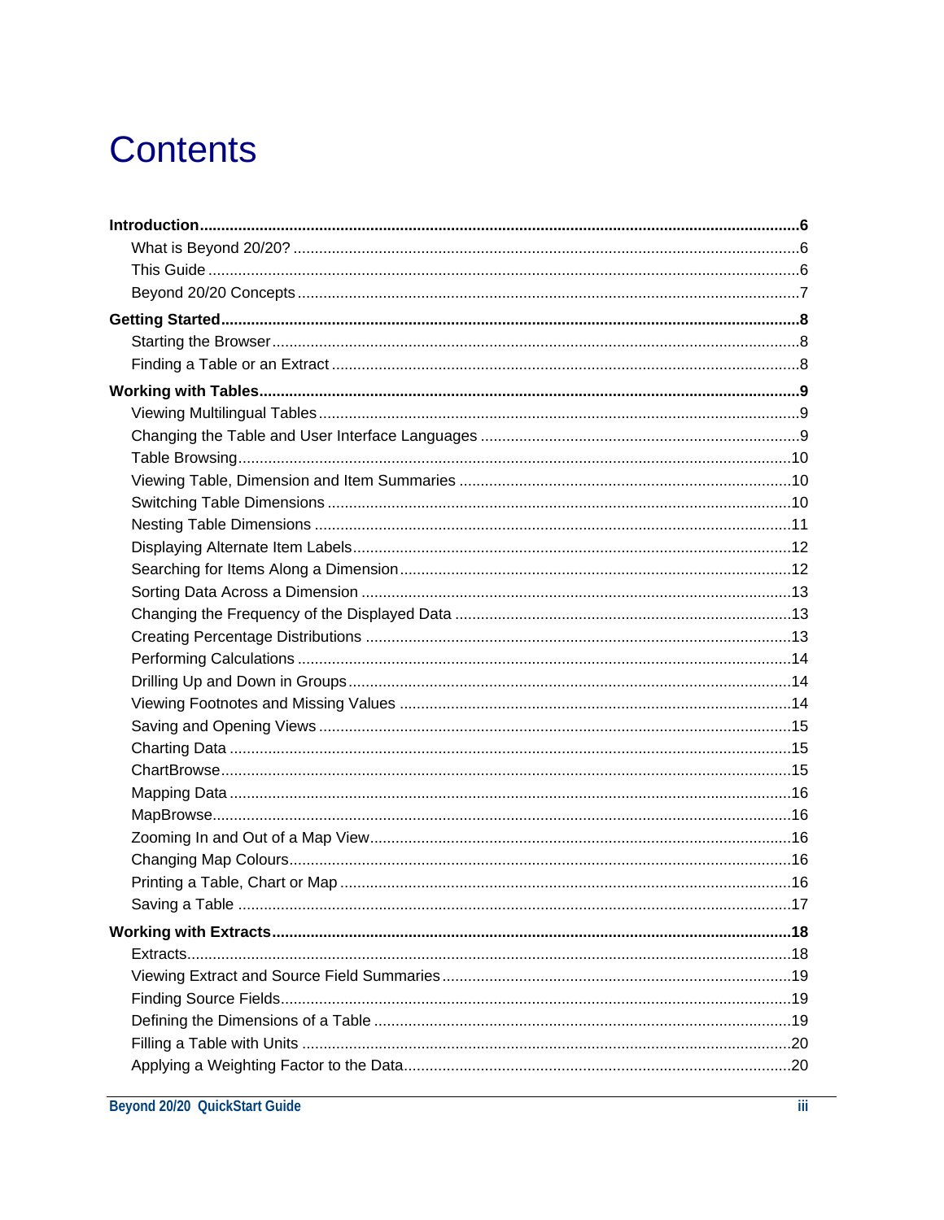# Contents

**Introduction** ........................................................................................................................................ **6**
- What is Beyond 20/20? ........................................................................................................................ 6
- This Guide ............................................................................................................................................ 6
- Beyond 20/20 Concepts ........................................................................................................................ 7

**Getting Started** ................................................................................................................................... **8**
- Starting the Browser ............................................................................................................................. 8
- Finding a Table or an Extract ............................................................................................................... 8

**Working with Tables** .......................................................................................................................... **9**
- Viewing Multilingual Tables .................................................................................................................. 9
- Changing the Table and User Interface Languages .............................................................................. 9
- Table Browsing ................................................................................................................................... 10
- Viewing Table, Dimension and Item Summaries ................................................................................ 10
- Switching Table Dimensions ............................................................................................................... 10
- Nesting Table Dimensions .................................................................................................................. 11
- Displaying Alternate Item Labels ........................................................................................................ 12
- Searching for Items Along a Dimension .............................................................................................. 12
- Sorting Data Across a Dimension ....................................................................................................... 13
- Changing the Frequency of the Displayed Data ................................................................................. 13
- Creating Percentage Distributions ...................................................................................................... 13
- Performing Calculations ...................................................................................................................... 14
- Drilling Up and Down in Groups .......................................................................................................... 14
- Viewing Footnotes and Missing Values .............................................................................................. 14
- Saving and Opening Views ................................................................................................................. 15
- Charting Data ...................................................................................................................................... 15
- ChartBrowse ....................................................................................................................................... 15
- Mapping Data ..................................................................................................................................... 16
- MapBrowse ......................................................................................................................................... 16
- Zooming In and Out of a Map View .................................................................................................... 16
- Changing Map Colours ....................................................................................................................... 16
- Printing a Table, Chart or Map ............................................................................................................ 16
- Saving a Table .................................................................................................................................... 17

**Working with Extracts** ...................................................................................................................... **18**
- Extracts ............................................................................................................................................... 18
- Viewing Extract and Source Field Summaries .................................................................................... 19
- Finding Source Fields .......................................................................................................................... 19
- Defining the Dimensions of a Table .................................................................................................... 19
- Filling a Table with Units ..................................................................................................................... 20
- Applying a Weighting Factor to the Data ............................................................................................. 20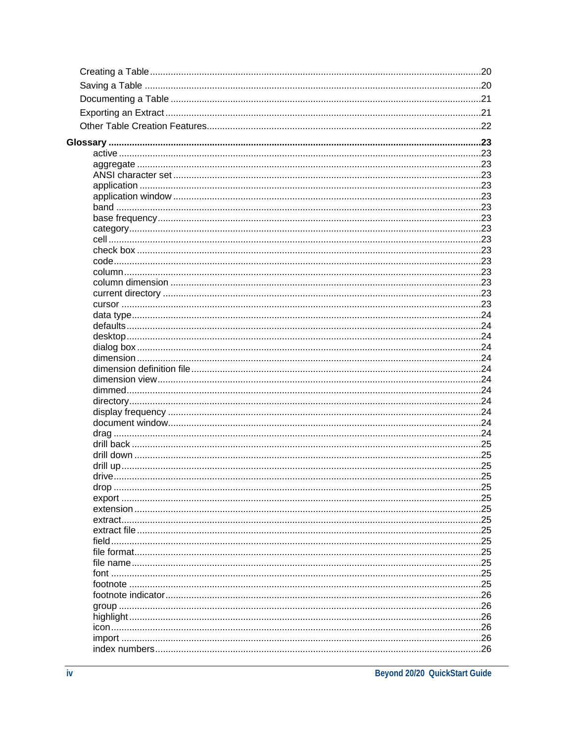Creating a Table ........................................................................................................20
Saving a Table ...........................................................................................................20
Documenting a Table .................................................................................................21
Exporting an Extract ...................................................................................................21
Other Table Creation Features....................................................................................22

**Glossary .......................................................................................................................23**

active ......................................................................................................................23
aggregate ................................................................................................................23
ANSI character set ..................................................................................................23
application ...............................................................................................................23
application window ..................................................................................................23
band ........................................................................................................................23
base frequency ........................................................................................................23
category ..................................................................................................................23
cell ..........................................................................................................................23
check box ................................................................................................................23
code ........................................................................................................................23
column .....................................................................................................................23
column dimension ....................................................................................................23
current directory .......................................................................................................23
cursor ......................................................................................................................23
data type ..................................................................................................................24
defaults ...................................................................................................................24
desktop ....................................................................................................................24
dialog box ................................................................................................................24
dimension ................................................................................................................24
dimension definition file ...........................................................................................24
dimension view ........................................................................................................24
dimmed ...................................................................................................................24
directory ..................................................................................................................24
display frequency .....................................................................................................24
document window ....................................................................................................24
drag .........................................................................................................................24
drill back ..................................................................................................................25
drill down .................................................................................................................25
drill up .....................................................................................................................25
drive ........................................................................................................................25
drop .........................................................................................................................25
export ......................................................................................................................25
extension .................................................................................................................25
extract .....................................................................................................................25
extract file ................................................................................................................25
field .........................................................................................................................25
file format .................................................................................................................25
file name ..................................................................................................................25
font ..........................................................................................................................25
footnote ...................................................................................................................25
footnote indicator .....................................................................................................26
group .......................................................................................................................26
highlight ...................................................................................................................26
icon .........................................................................................................................26
import ......................................................................................................................26
index numbers .........................................................................................................26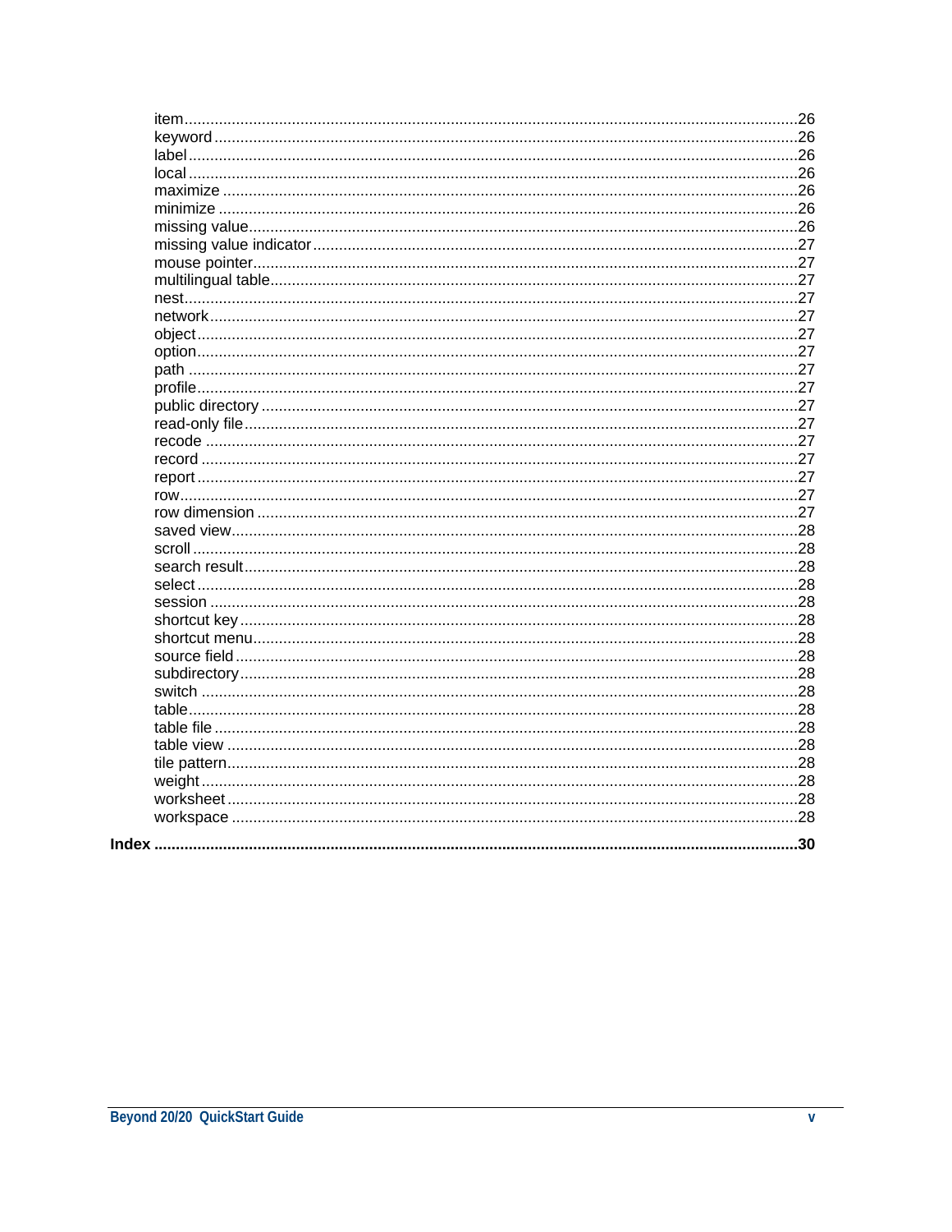item........................................................................................................................26
keyword ..................................................................................................................26
label........................................................................................................................26
local........................................................................................................................26
maximize .................................................................................................................26
minimize .................................................................................................................26
missing value..........................................................................................................26
missing value indicator...........................................................................................27
mouse pointer.........................................................................................................27
multilingual table.....................................................................................................27
nest.........................................................................................................................27
network ...................................................................................................................27
object......................................................................................................................27
option......................................................................................................................27
path ........................................................................................................................27
profile......................................................................................................................27
public directory .......................................................................................................27
read-only file...........................................................................................................27
recode ....................................................................................................................27
record .....................................................................................................................27
report......................................................................................................................27
row.........................................................................................................................27
row dimension ........................................................................................................27
saved view..............................................................................................................28
scroll .......................................................................................................................28
search result...........................................................................................................28
select......................................................................................................................28
session ...................................................................................................................28
shortcut key ............................................................................................................28
shortcut menu.........................................................................................................28
source field .............................................................................................................28
subdirectory............................................................................................................28
switch .....................................................................................................................28
table........................................................................................................................28
table file ..................................................................................................................28
table view ...............................................................................................................28
tile pattern...............................................................................................................28
weight .....................................................................................................................28
worksheet ...............................................................................................................28
workspace ..............................................................................................................28

**Index ....................................................................................................................30**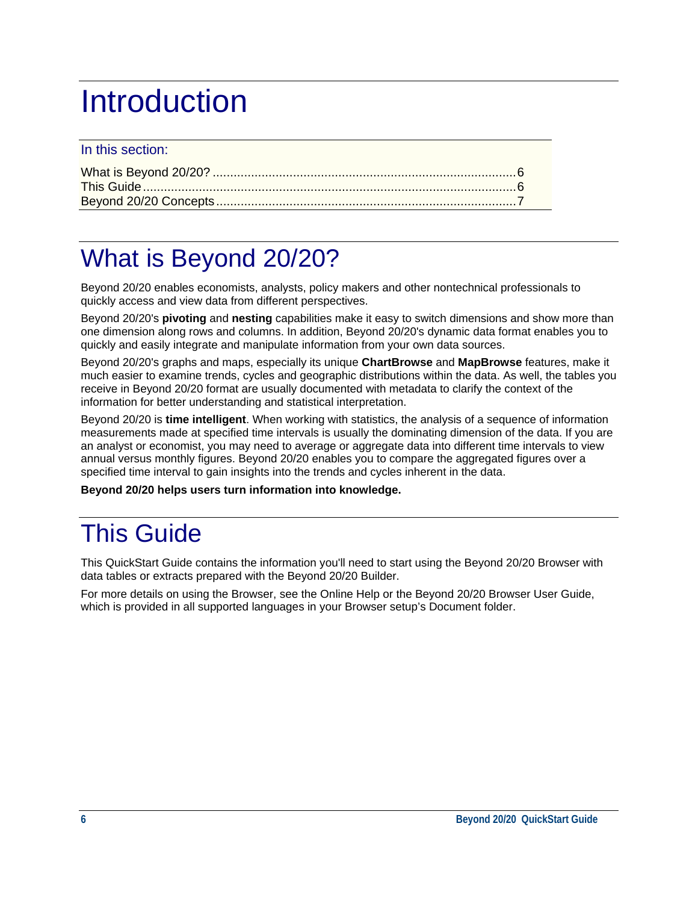# Introduction

In this section:

What is Beyond 20/20? .......................................................................................6
This Guide.............................................................................................................6
Beyond 20/20 Concepts .......................................................................................7

## What is Beyond 20/20?

Beyond 20/20 enables economists, analysts, policy makers and other nontechnical professionals to quickly access and view data from different perspectives.

Beyond 20/20's **pivoting** and **nesting** capabilities make it easy to switch dimensions and show more than one dimension along rows and columns. In addition, Beyond 20/20's dynamic data format enables you to quickly and easily integrate and manipulate information from your own data sources.

Beyond 20/20's graphs and maps, especially its unique **ChartBrowse** and **MapBrowse** features, make it much easier to examine trends, cycles and geographic distributions within the data. As well, the tables you receive in Beyond 20/20 format are usually documented with metadata to clarify the context of the information for better understanding and statistical interpretation.

Beyond 20/20 is **time intelligent**. When working with statistics, the analysis of a sequence of information measurements made at specified time intervals is usually the dominating dimension of the data. If you are an analyst or economist, you may need to average or aggregate data into different time intervals to view annual versus monthly figures. Beyond 20/20 enables you to compare the aggregated figures over a specified time interval to gain insights into the trends and cycles inherent in the data.

**Beyond 20/20 helps users turn information into knowledge.**

## This Guide

This QuickStart Guide contains the information you'll need to start using the Beyond 20/20 Browser with data tables or extracts prepared with the Beyond 20/20 Builder.

For more details on using the Browser, see the Online Help or the Beyond 20/20 Browser User Guide, which is provided in all supported languages in your Browser setup's Document folder.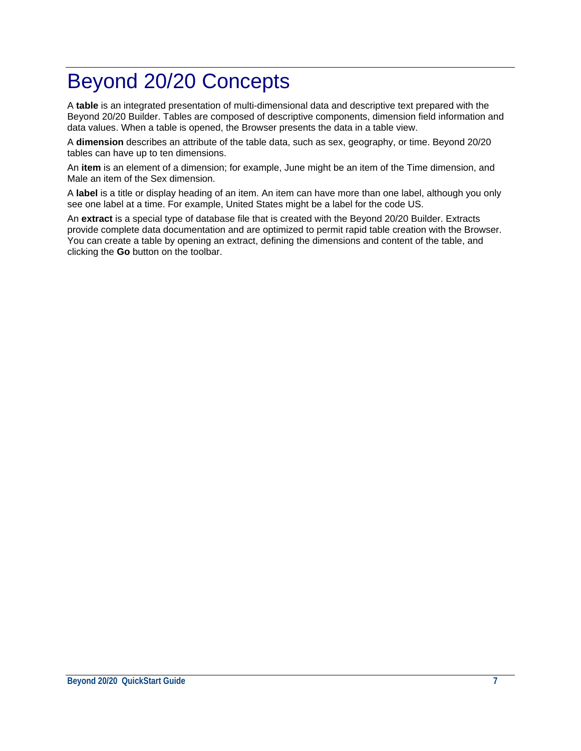# Beyond 20/20 Concepts

A **table** is an integrated presentation of multi-dimensional data and descriptive text prepared with the Beyond 20/20 Builder. Tables are composed of descriptive components, dimension field information and data values. When a table is opened, the Browser presents the data in a table view.

A **dimension** describes an attribute of the table data, such as sex, geography, or time. Beyond 20/20 tables can have up to ten dimensions.

An **item** is an element of a dimension; for example, June might be an item of the Time dimension, and Male an item of the Sex dimension.

A **label** is a title or display heading of an item. An item can have more than one label, although you only see one label at a time. For example, United States might be a label for the code US.

An **extract** is a special type of database file that is created with the Beyond 20/20 Builder. Extracts provide complete data documentation and are optimized to permit rapid table creation with the Browser. You can create a table by opening an extract, defining the dimensions and content of the table, and clicking the **Go** button on the toolbar.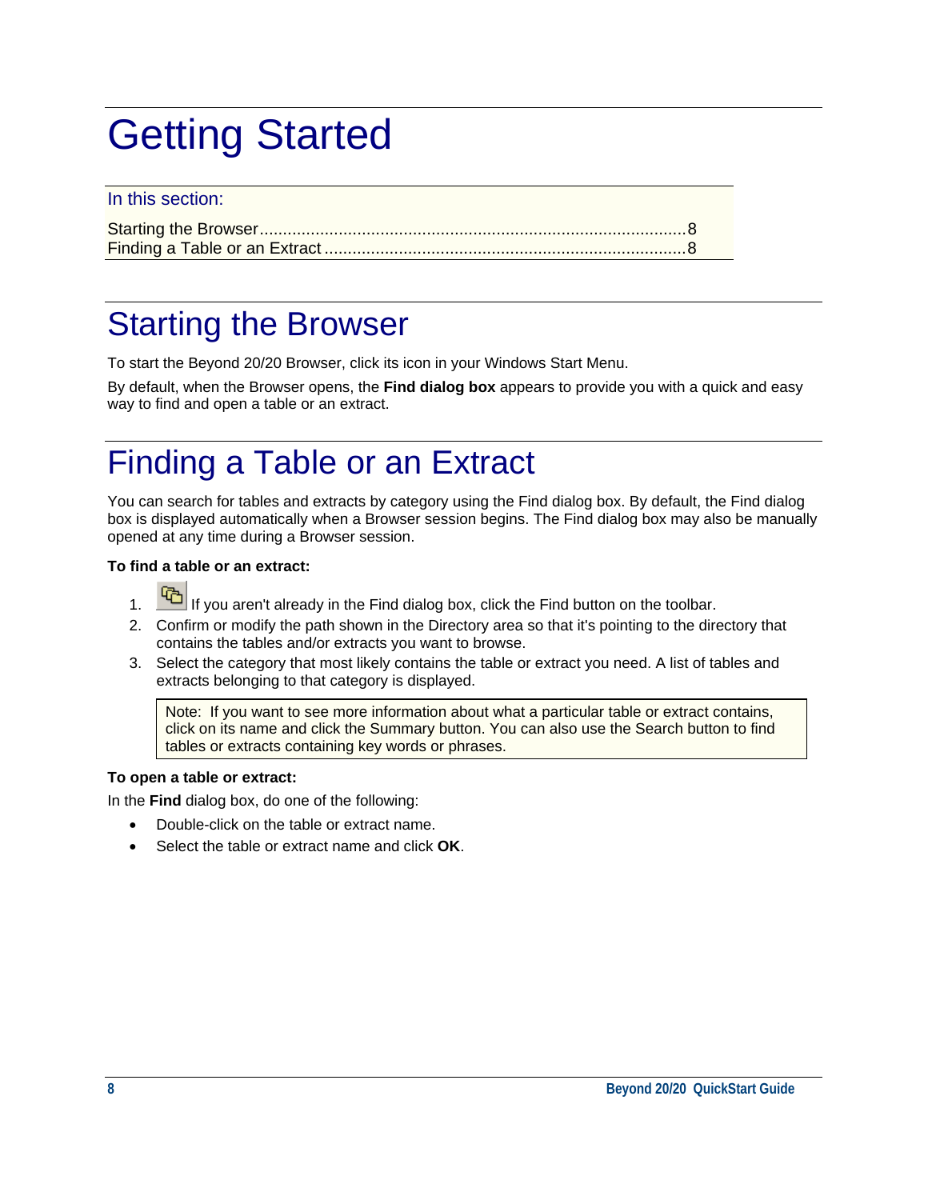# Getting Started

In this section:

Starting the Browser ........................................................................................ 8
Finding a Table or an Extract ........................................................................... 8

## Starting the Browser

To start the Beyond 20/20 Browser, click its icon in your Windows Start Menu.

By default, when the Browser opens, the **Find dialog box** appears to provide you with a quick and easy way to find and open a table or an extract.

## Finding a Table or an Extract

You can search for tables and extracts by category using the Find dialog box. By default, the Find dialog box is displayed automatically when a Browser session begins. The Find dialog box may also be manually opened at any time during a Browser session.

**To find a table or an extract:**

1. If you aren't already in the Find dialog box, click the Find button on the toolbar.
2. Confirm or modify the path shown in the Directory area so that it's pointing to the directory that contains the tables and/or extracts you want to browse.
3. Select the category that most likely contains the table or extract you need. A list of tables and extracts belonging to that category is displayed.

> Note: If you want to see more information about what a particular table or extract contains, click on its name and click the Summary button. You can also use the Search button to find tables or extracts containing key words or phrases.

**To open a table or extract:**

In the **Find** dialog box, do one of the following:

- Double-click on the table or extract name.
- Select the table or extract name and click **OK**.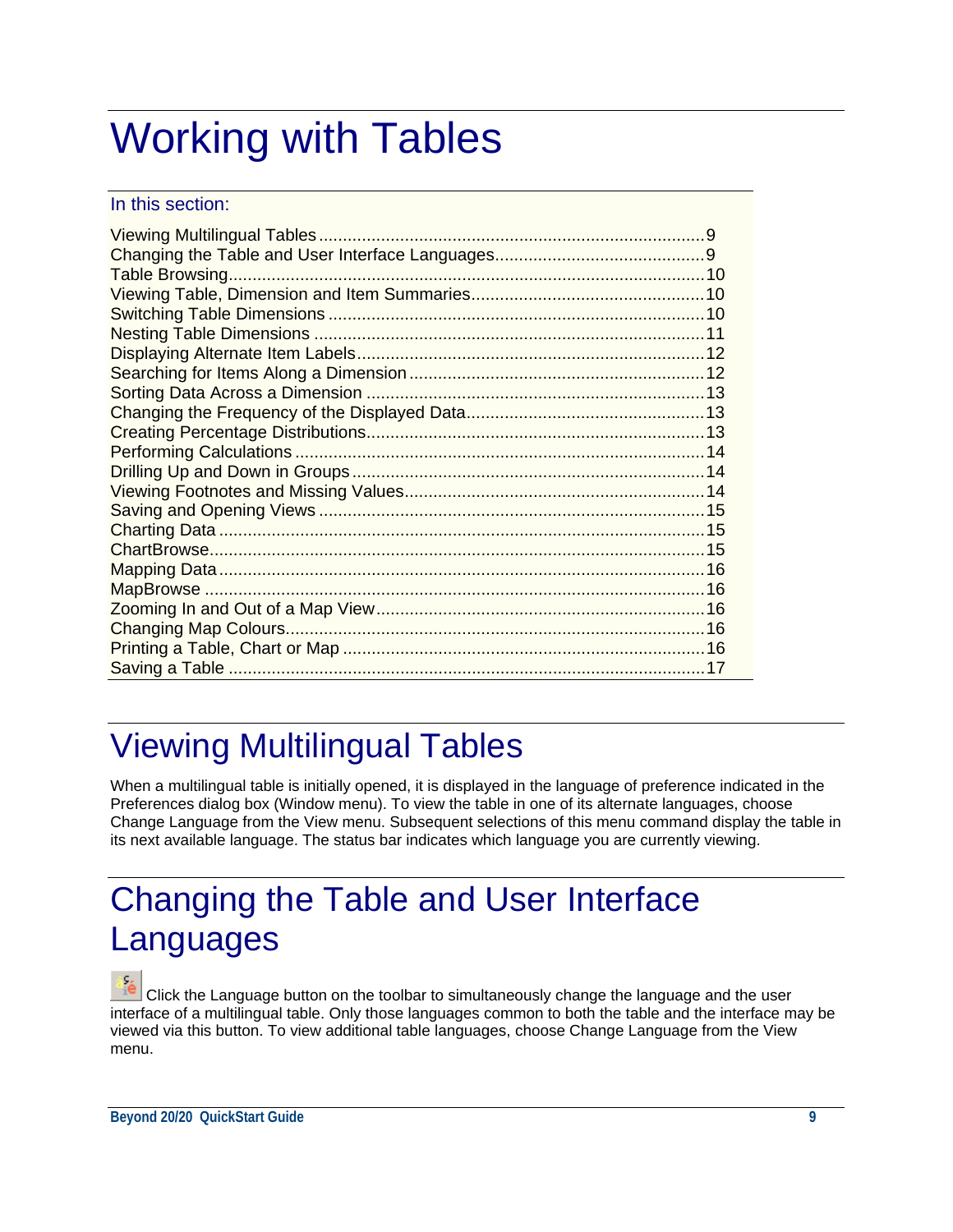# Working with Tables

In this section:

Viewing Multilingual Tables ....9
Changing the Table and User Interface Languages ....9
Table Browsing ....10
Viewing Table, Dimension and Item Summaries ....10
Switching Table Dimensions ....10
Nesting Table Dimensions ....11
Displaying Alternate Item Labels ....12
Searching for Items Along a Dimension ....12
Sorting Data Across a Dimension ....13
Changing the Frequency of the Displayed Data ....13
Creating Percentage Distributions ....13
Performing Calculations ....14
Drilling Up and Down in Groups ....14
Viewing Footnotes and Missing Values ....14
Saving and Opening Views ....15
Charting Data ....15
ChartBrowse ....15
Mapping Data ....16
MapBrowse ....16
Zooming In and Out of a Map View ....16
Changing Map Colours ....16
Printing a Table, Chart or Map ....16
Saving a Table ....17

# Viewing Multilingual Tables

When a multilingual table is initially opened, it is displayed in the language of preference indicated in the Preferences dialog box (Window menu). To view the table in one of its alternate languages, choose Change Language from the View menu. Subsequent selections of this menu command display the table in its next available language. The status bar indicates which language you are currently viewing.

# Changing the Table and User Interface Languages

Click the Language button on the toolbar to simultaneously change the language and the user interface of a multilingual table. Only those languages common to both the table and the interface may be viewed via this button. To view additional table languages, choose Change Language from the View menu.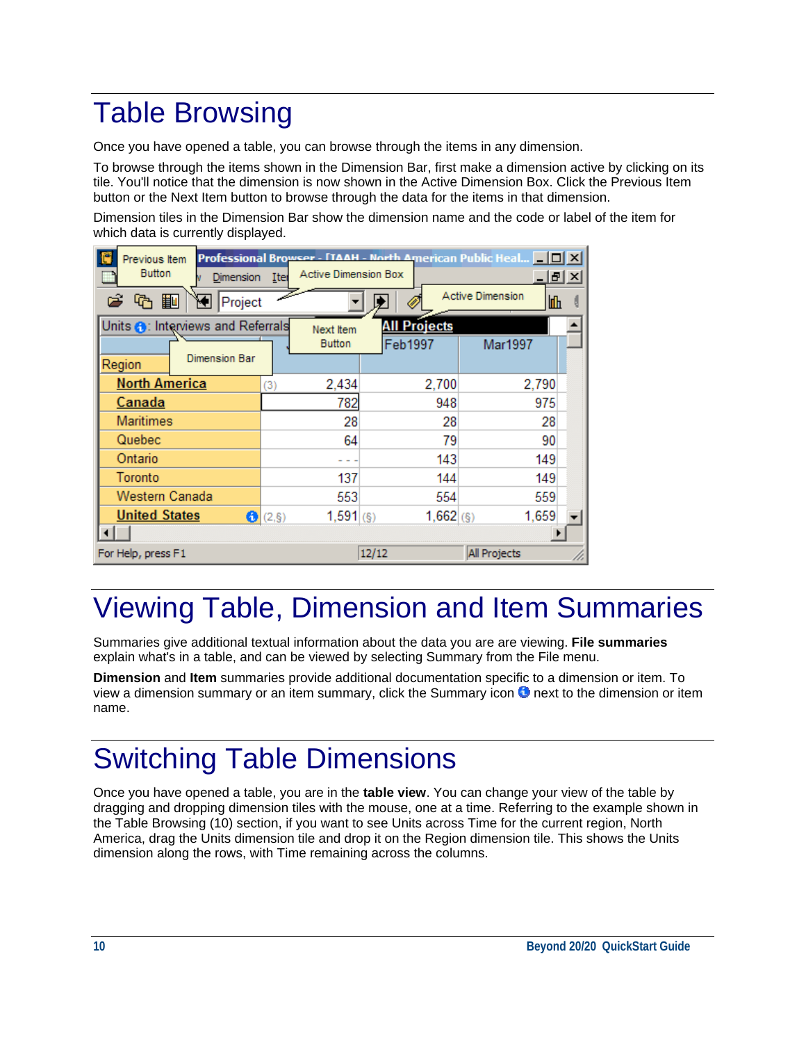# Table Browsing

Once you have opened a table, you can browse through the items in any dimension.

To browse through the items shown in the Dimension Bar, first make a dimension active by clicking on its tile. You'll notice that the dimension is now shown in the Active Dimension Box. Click the Previous Item button or the Next Item button to browse through the data for the items in that dimension.

Dimension tiles in the Dimension Bar show the dimension name and the code or label of the item for which data is currently displayed.

# Viewing Table, Dimension and Item Summaries

Summaries give additional textual information about the data you are are viewing. **File summaries** explain what's in a table, and can be viewed by selecting Summary from the File menu.

**Dimension** and **Item** summaries provide additional documentation specific to a dimension or item. To view a dimension summary or an item summary, click the Summary icon next to the dimension or item name.

# Switching Table Dimensions

Once you have opened a table, you are in the **table view**. You can change your view of the table by dragging and dropping dimension tiles with the mouse, one at a time. Referring to the example shown in the Table Browsing (10) section, if you want to see Units across Time for the current region, North America, drag the Units dimension tile and drop it on the Region dimension tile. This shows the Units dimension along the rows, with Time remaining across the columns.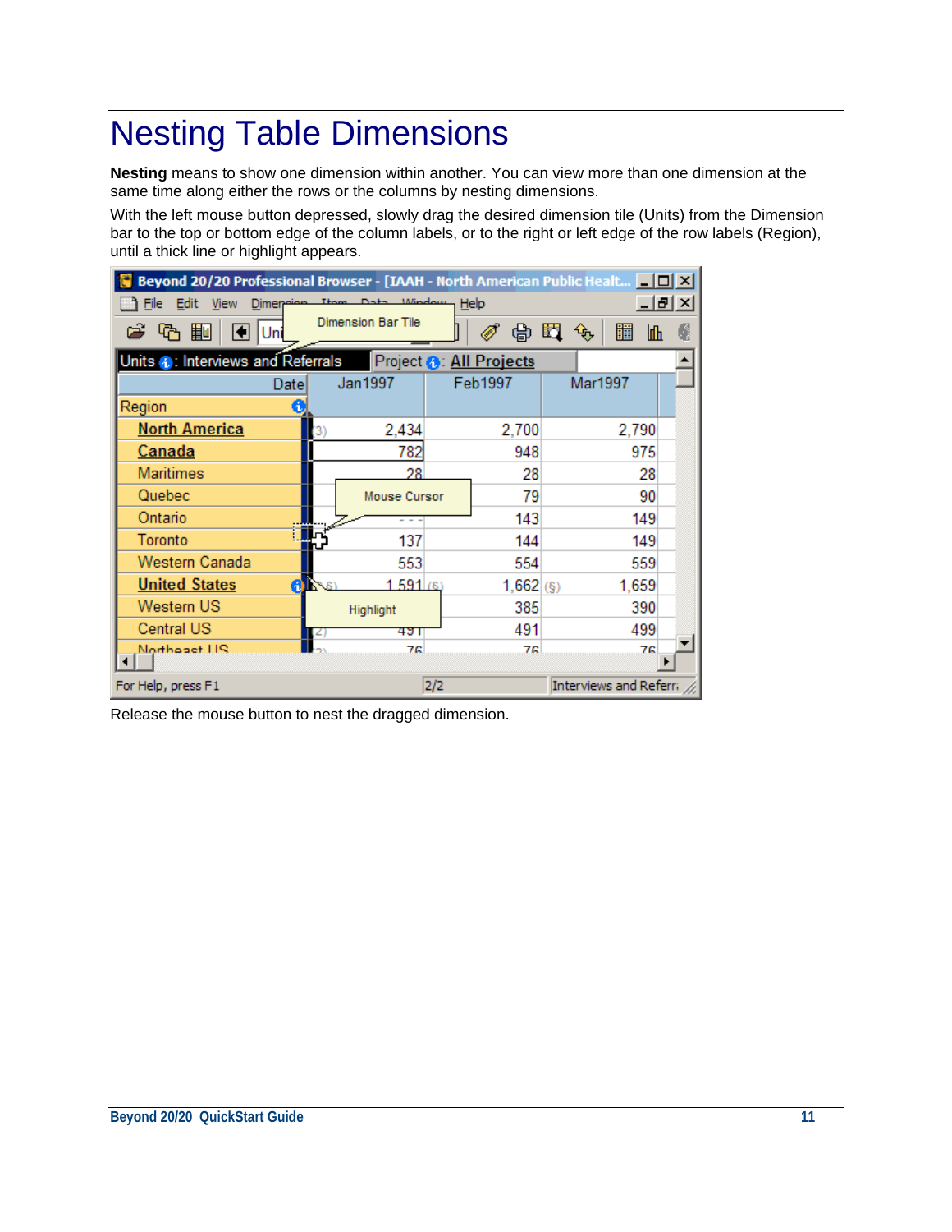# Nesting Table Dimensions

**Nesting** means to show one dimension within another. You can view more than one dimension at the same time along either the rows or the columns by nesting dimensions.

With the left mouse button depressed, slowly drag the desired dimension tile (Units) from the Dimension bar to the top or bottom edge of the column labels, or to the right or left edge of the row labels (Region), until a thick line or highlight appears.

Release the mouse button to nest the dragged dimension.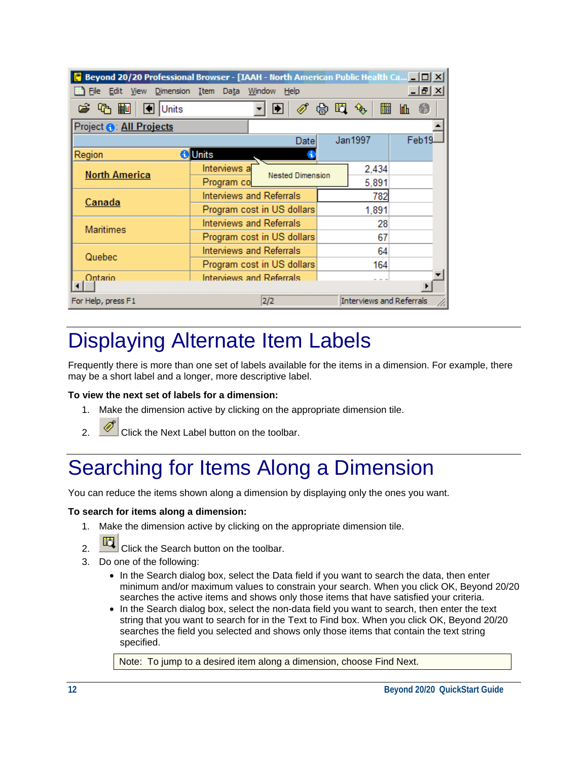# Displaying Alternate Item Labels

Frequently there is more than one set of labels available for the items in a dimension. For example, there may be a short label and a longer, more descriptive label.

**To view the next set of labels for a dimension:**

1. Make the dimension active by clicking on the appropriate dimension tile.
2. Click the Next Label button on the toolbar.

# Searching for Items Along a Dimension

You can reduce the items shown along a dimension by displaying only the ones you want.

**To search for items along a dimension:**

1. Make the dimension active by clicking on the appropriate dimension tile.
2. Click the Search button on the toolbar.
3. Do one of the following:
   - In the Search dialog box, select the Data field if you want to search the data, then enter minimum and/or maximum values to constrain your search. When you click OK, Beyond 20/20 searches the active items and shows only those items that have satisfied your criteria.
   - In the Search dialog box, select the non-data field you want to search, then enter the text string that you want to search for in the Text to Find box. When you click OK, Beyond 20/20 searches the field you selected and shows only those items that contain the text string specified.

Note: To jump to a desired item along a dimension, choose Find Next.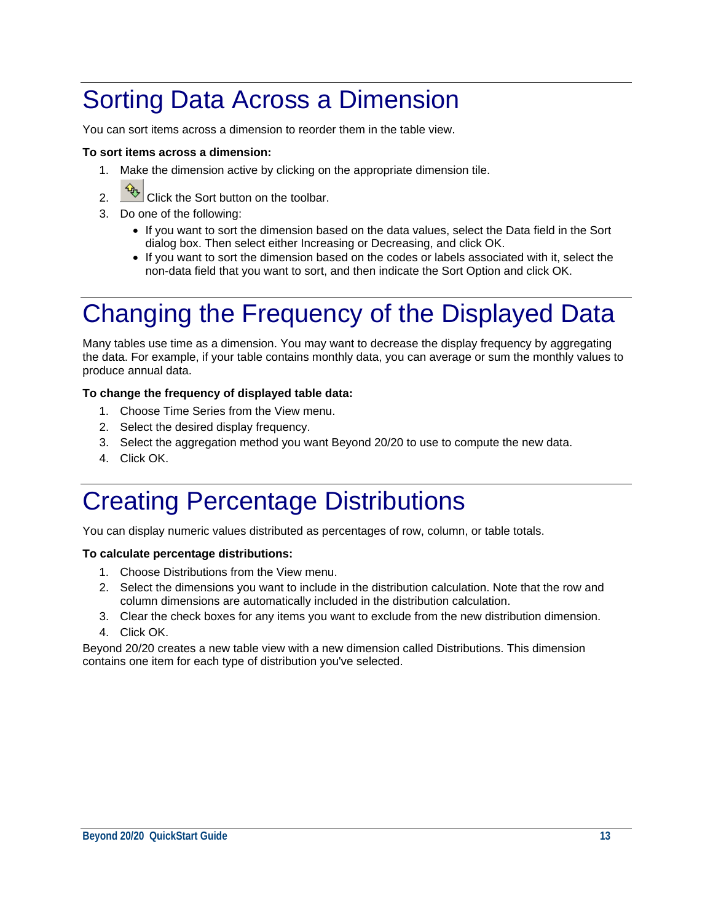# Sorting Data Across a Dimension

You can sort items across a dimension to reorder them in the table view.

**To sort items across a dimension:**

1. Make the dimension active by clicking on the appropriate dimension tile.
2. Click the Sort button on the toolbar.
3. Do one of the following:
   - If you want to sort the dimension based on the data values, select the Data field in the Sort dialog box. Then select either Increasing or Decreasing, and click OK.
   - If you want to sort the dimension based on the codes or labels associated with it, select the non-data field that you want to sort, and then indicate the Sort Option and click OK.

# Changing the Frequency of the Displayed Data

Many tables use time as a dimension. You may want to decrease the display frequency by aggregating the data. For example, if your table contains monthly data, you can average or sum the monthly values to produce annual data.

**To change the frequency of displayed table data:**

1. Choose Time Series from the View menu.
2. Select the desired display frequency.
3. Select the aggregation method you want Beyond 20/20 to use to compute the new data.
4. Click OK.

# Creating Percentage Distributions

You can display numeric values distributed as percentages of row, column, or table totals.

**To calculate percentage distributions:**

1. Choose Distributions from the View menu.
2. Select the dimensions you want to include in the distribution calculation. Note that the row and column dimensions are automatically included in the distribution calculation.
3. Clear the check boxes for any items you want to exclude from the new distribution dimension.
4. Click OK.

Beyond 20/20 creates a new table view with a new dimension called Distributions. This dimension contains one item for each type of distribution you've selected.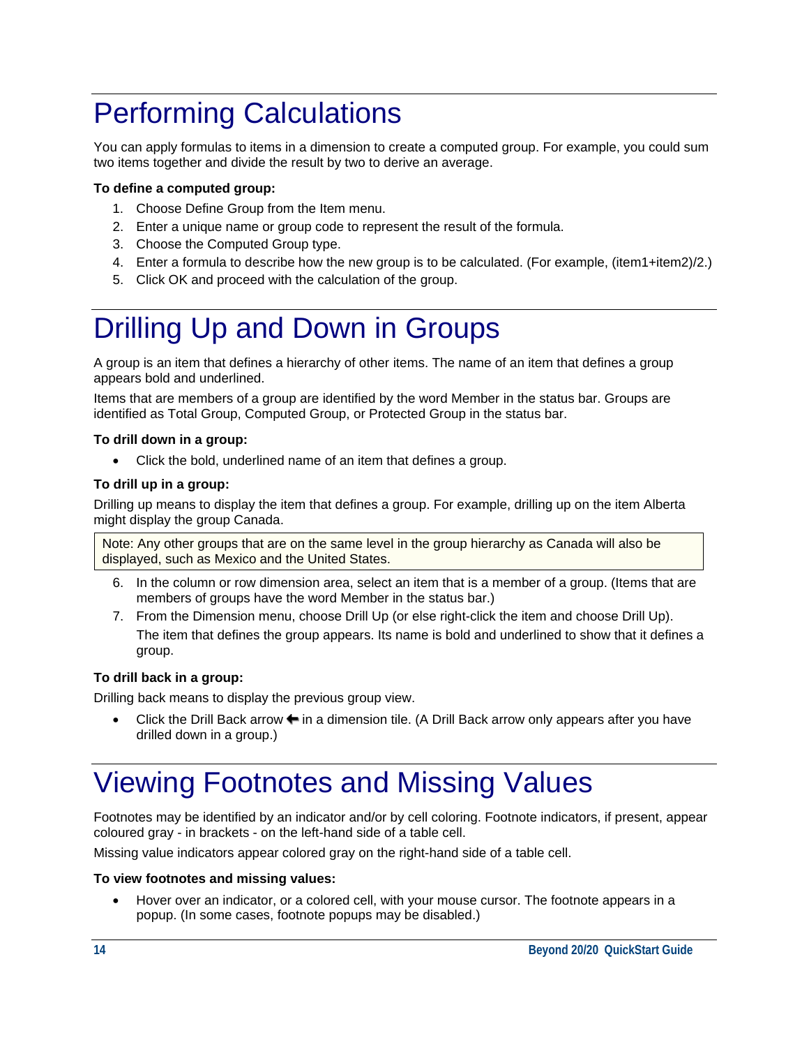# Performing Calculations

You can apply formulas to items in a dimension to create a computed group. For example, you could sum two items together and divide the result by two to derive an average.

**To define a computed group:**

1. Choose Define Group from the Item menu.
2. Enter a unique name or group code to represent the result of the formula.
3. Choose the Computed Group type.
4. Enter a formula to describe how the new group is to be calculated. (For example, (item1+item2)/2.)
5. Click OK and proceed with the calculation of the group.

# Drilling Up and Down in Groups

A group is an item that defines a hierarchy of other items. The name of an item that defines a group appears bold and underlined.

Items that are members of a group are identified by the word Member in the status bar. Groups are identified as Total Group, Computed Group, or Protected Group in the status bar.

**To drill down in a group:**

- Click the bold, underlined name of an item that defines a group.

**To drill up in a group:**

Drilling up means to display the item that defines a group. For example, drilling up on the item Alberta might display the group Canada.

> Note: Any other groups that are on the same level in the group hierarchy as Canada will also be displayed, such as Mexico and the United States.

6. In the column or row dimension area, select an item that is a member of a group. (Items that are members of groups have the word Member in the status bar.)
7. From the Dimension menu, choose Drill Up (or else right-click the item and choose Drill Up).

   The item that defines the group appears. Its name is bold and underlined to show that it defines a group.

**To drill back in a group:**

Drilling back means to display the previous group view.

- Click the Drill Back arrow ⬅ in a dimension tile. (A Drill Back arrow only appears after you have drilled down in a group.)

# Viewing Footnotes and Missing Values

Footnotes may be identified by an indicator and/or by cell coloring. Footnote indicators, if present, appear coloured gray - in brackets - on the left-hand side of a table cell.

Missing value indicators appear colored gray on the right-hand side of a table cell.

**To view footnotes and missing values:**

- Hover over an indicator, or a colored cell, with your mouse cursor. The footnote appears in a popup. (In some cases, footnote popups may be disabled.)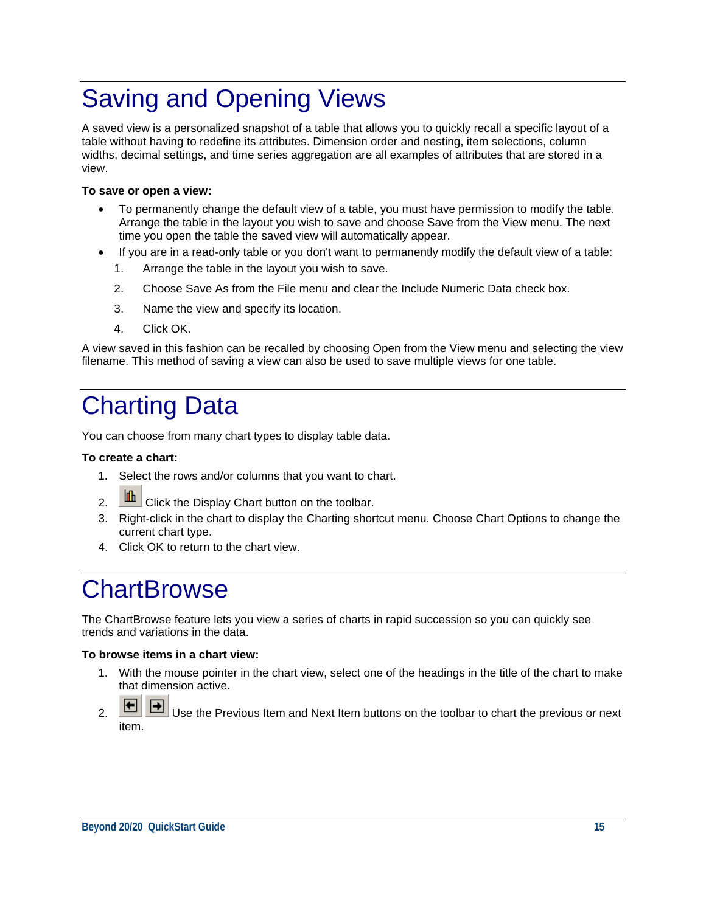# Saving and Opening Views

A saved view is a personalized snapshot of a table that allows you to quickly recall a specific layout of a table without having to redefine its attributes. Dimension order and nesting, item selections, column widths, decimal settings, and time series aggregation are all examples of attributes that are stored in a view.

**To save or open a view:**

- To permanently change the default view of a table, you must have permission to modify the table. Arrange the table in the layout you wish to save and choose Save from the View menu. The next time you open the table the saved view will automatically appear.
- If you are in a read-only table or you don't want to permanently modify the default view of a table:
  1. Arrange the table in the layout you wish to save.
  2. Choose Save As from the File menu and clear the Include Numeric Data check box.
  3. Name the view and specify its location.
  4. Click OK.

A view saved in this fashion can be recalled by choosing Open from the View menu and selecting the view filename. This method of saving a view can also be used to save multiple views for one table.

# Charting Data

You can choose from many chart types to display table data.

**To create a chart:**

1. Select the rows and/or columns that you want to chart.
2. Click the Display Chart button on the toolbar.
3. Right-click in the chart to display the Charting shortcut menu. Choose Chart Options to change the current chart type.
4. Click OK to return to the chart view.

# ChartBrowse

The ChartBrowse feature lets you view a series of charts in rapid succession so you can quickly see trends and variations in the data.

**To browse items in a chart view:**

1. With the mouse pointer in the chart view, select one of the headings in the title of the chart to make that dimension active.
2. Use the Previous Item and Next Item buttons on the toolbar to chart the previous or next item.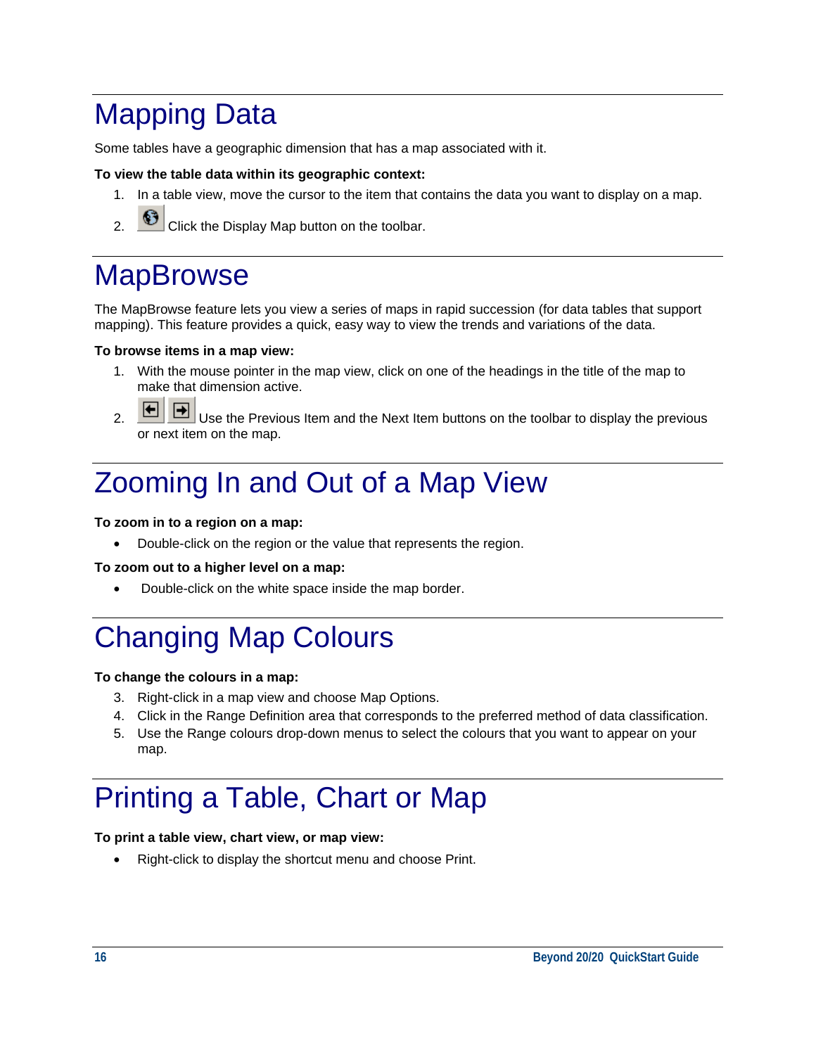# Mapping Data

Some tables have a geographic dimension that has a map associated with it.

**To view the table data within its geographic context:**

1. In a table view, move the cursor to the item that contains the data you want to display on a map.
2. Click the Display Map button on the toolbar.

# MapBrowse

The MapBrowse feature lets you view a series of maps in rapid succession (for data tables that support mapping). This feature provides a quick, easy way to view the trends and variations of the data.

**To browse items in a map view:**

1. With the mouse pointer in the map view, click on one of the headings in the title of the map to make that dimension active.
2. Use the Previous Item and the Next Item buttons on the toolbar to display the previous or next item on the map.

# Zooming In and Out of a Map View

**To zoom in to a region on a map:**

- Double-click on the region or the value that represents the region.

**To zoom out to a higher level on a map:**

- Double-click on the white space inside the map border.

# Changing Map Colours

**To change the colours in a map:**

3. Right-click in a map view and choose Map Options.
4. Click in the Range Definition area that corresponds to the preferred method of data classification.
5. Use the Range colours drop-down menus to select the colours that you want to appear on your map.

# Printing a Table, Chart or Map

**To print a table view, chart view, or map view:**

- Right-click to display the shortcut menu and choose Print.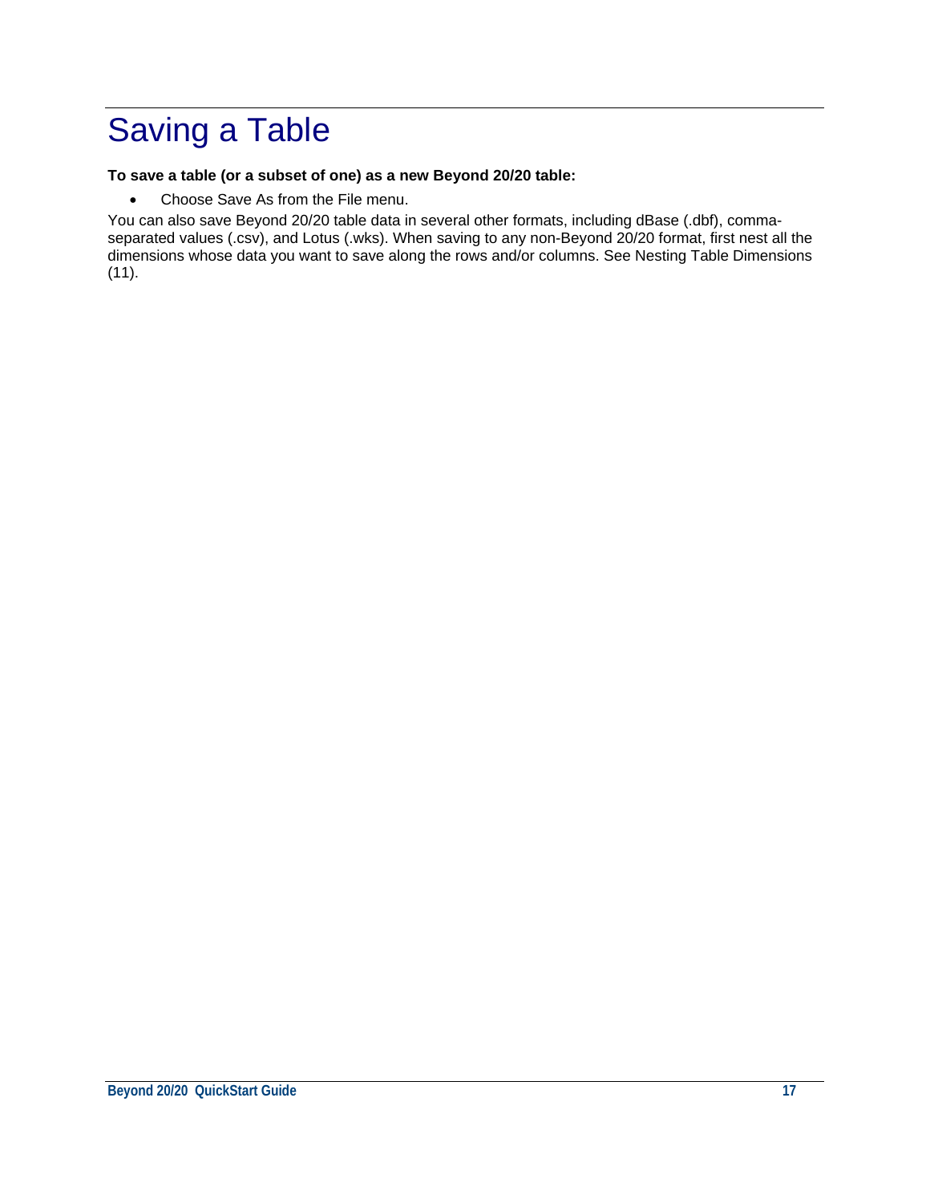# Saving a Table

**To save a table (or a subset of one) as a new Beyond 20/20 table:**

- Choose Save As from the File menu.

You can also save Beyond 20/20 table data in several other formats, including dBase (.dbf), comma-separated values (.csv), and Lotus (.wks). When saving to any non-Beyond 20/20 format, first nest all the dimensions whose data you want to save along the rows and/or columns. See Nesting Table Dimensions (11).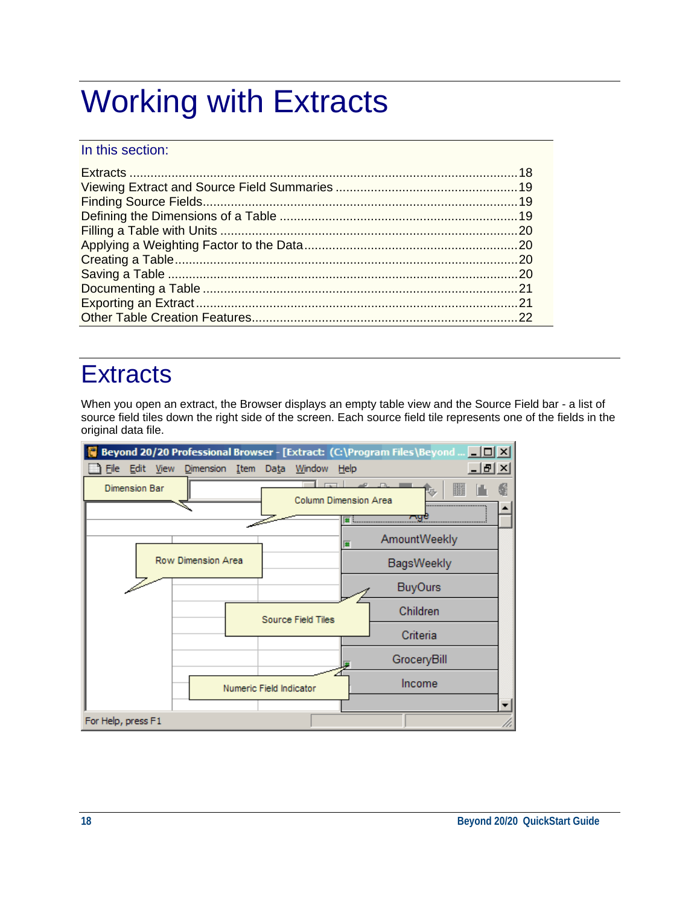# Working with Extracts

In this section:

Extracts ....................................................................................................18
Viewing Extract and Source Field Summaries ..................................................19
Finding Source Fields........................................................................................19
Defining the Dimensions of a Table ...................................................................19
Filling a Table with Units ....................................................................................20
Applying a Weighting Factor to the Data............................................................20
Creating a Table.................................................................................................20
Saving a Table ...................................................................................................20
Documenting a Table .........................................................................................21
Exporting an Extract...........................................................................................21
Other Table Creation Features...........................................................................22

## Extracts

When you open an extract, the Browser displays an empty table view and the Source Field bar - a list of source field tiles down the right side of the screen. Each source field tile represents one of the fields in the original data file.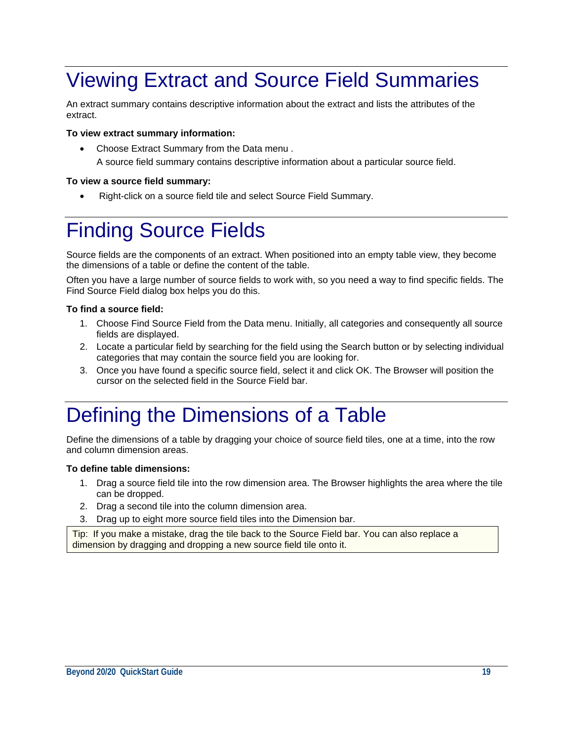# Viewing Extract and Source Field Summaries

An extract summary contains descriptive information about the extract and lists the attributes of the extract.

**To view extract summary information:**

- Choose Extract Summary from the Data menu .

  A source field summary contains descriptive information about a particular source field.

**To view a source field summary:**

- Right-click on a source field tile and select Source Field Summary.

# Finding Source Fields

Source fields are the components of an extract. When positioned into an empty table view, they become the dimensions of a table or define the content of the table.

Often you have a large number of source fields to work with, so you need a way to find specific fields. The Find Source Field dialog box helps you do this.

**To find a source field:**

1. Choose Find Source Field from the Data menu. Initially, all categories and consequently all source fields are displayed.
2. Locate a particular field by searching for the field using the Search button or by selecting individual categories that may contain the source field you are looking for.
3. Once you have found a specific source field, select it and click OK. The Browser will position the cursor on the selected field in the Source Field bar.

# Defining the Dimensions of a Table

Define the dimensions of a table by dragging your choice of source field tiles, one at a time, into the row and column dimension areas.

**To define table dimensions:**

1. Drag a source field tile into the row dimension area. The Browser highlights the area where the tile can be dropped.
2. Drag a second tile into the column dimension area.
3. Drag up to eight more source field tiles into the Dimension bar.

> Tip: If you make a mistake, drag the tile back to the Source Field bar. You can also replace a dimension by dragging and dropping a new source field tile onto it.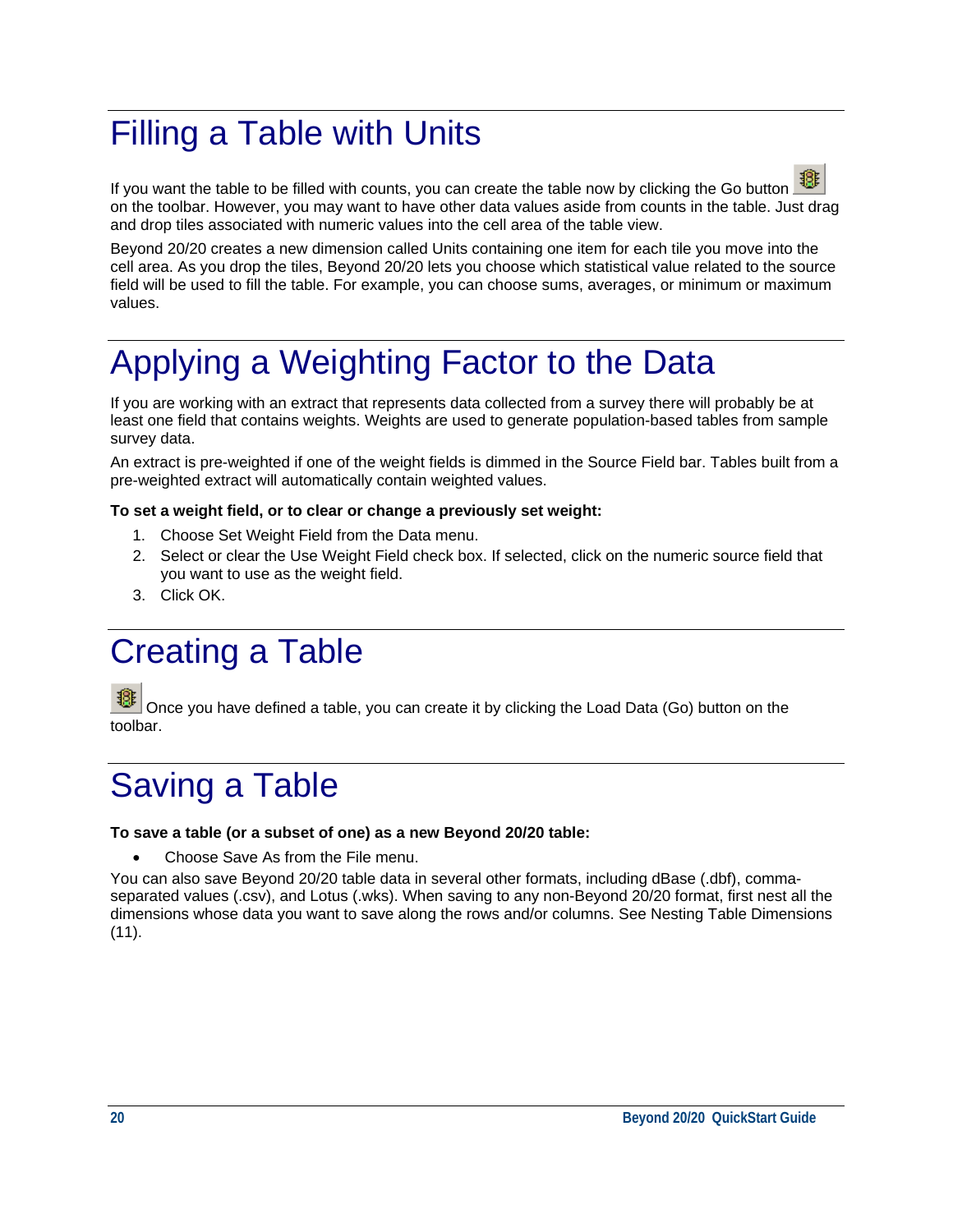# Filling a Table with Units

If you want the table to be filled with counts, you can create the table now by clicking the Go button on the toolbar. However, you may want to have other data values aside from counts in the table. Just drag and drop tiles associated with numeric values into the cell area of the table view.

Beyond 20/20 creates a new dimension called Units containing one item for each tile you move into the cell area. As you drop the tiles, Beyond 20/20 lets you choose which statistical value related to the source field will be used to fill the table. For example, you can choose sums, averages, or minimum or maximum values.

# Applying a Weighting Factor to the Data

If you are working with an extract that represents data collected from a survey there will probably be at least one field that contains weights. Weights are used to generate population-based tables from sample survey data.

An extract is pre-weighted if one of the weight fields is dimmed in the Source Field bar. Tables built from a pre-weighted extract will automatically contain weighted values.

**To set a weight field, or to clear or change a previously set weight:**

1. Choose Set Weight Field from the Data menu.
2. Select or clear the Use Weight Field check box. If selected, click on the numeric source field that you want to use as the weight field.
3. Click OK.

# Creating a Table

Once you have defined a table, you can create it by clicking the Load Data (Go) button on the toolbar.

# Saving a Table

**To save a table (or a subset of one) as a new Beyond 20/20 table:**

- Choose Save As from the File menu.

You can also save Beyond 20/20 table data in several other formats, including dBase (.dbf), comma-separated values (.csv), and Lotus (.wks). When saving to any non-Beyond 20/20 format, first nest all the dimensions whose data you want to save along the rows and/or columns. See Nesting Table Dimensions (11).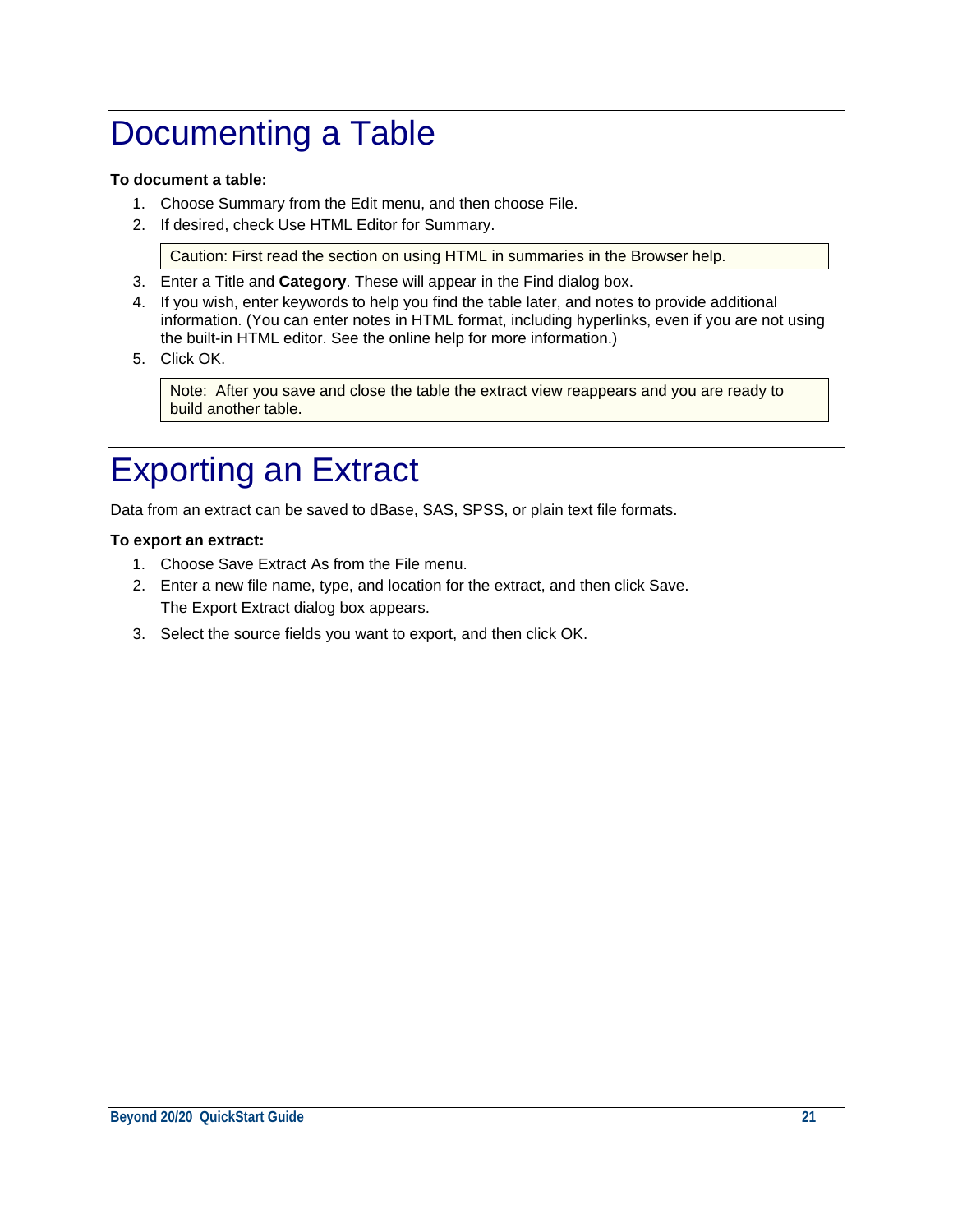# Documenting a Table

**To document a table:**

1. Choose Summary from the Edit menu, and then choose File.
2. If desired, check Use HTML Editor for Summary.

   > Caution: First read the section on using HTML in summaries in the Browser help.

3. Enter a Title and **Category**. These will appear in the Find dialog box.
4. If you wish, enter keywords to help you find the table later, and notes to provide additional information. (You can enter notes in HTML format, including hyperlinks, even if you are not using the built-in HTML editor. See the online help for more information.)
5. Click OK.

   > Note: After you save and close the table the extract view reappears and you are ready to build another table.

# Exporting an Extract

Data from an extract can be saved to dBase, SAS, SPSS, or plain text file formats.

**To export an extract:**

1. Choose Save Extract As from the File menu.
2. Enter a new file name, type, and location for the extract, and then click Save.

   The Export Extract dialog box appears.

3. Select the source fields you want to export, and then click OK.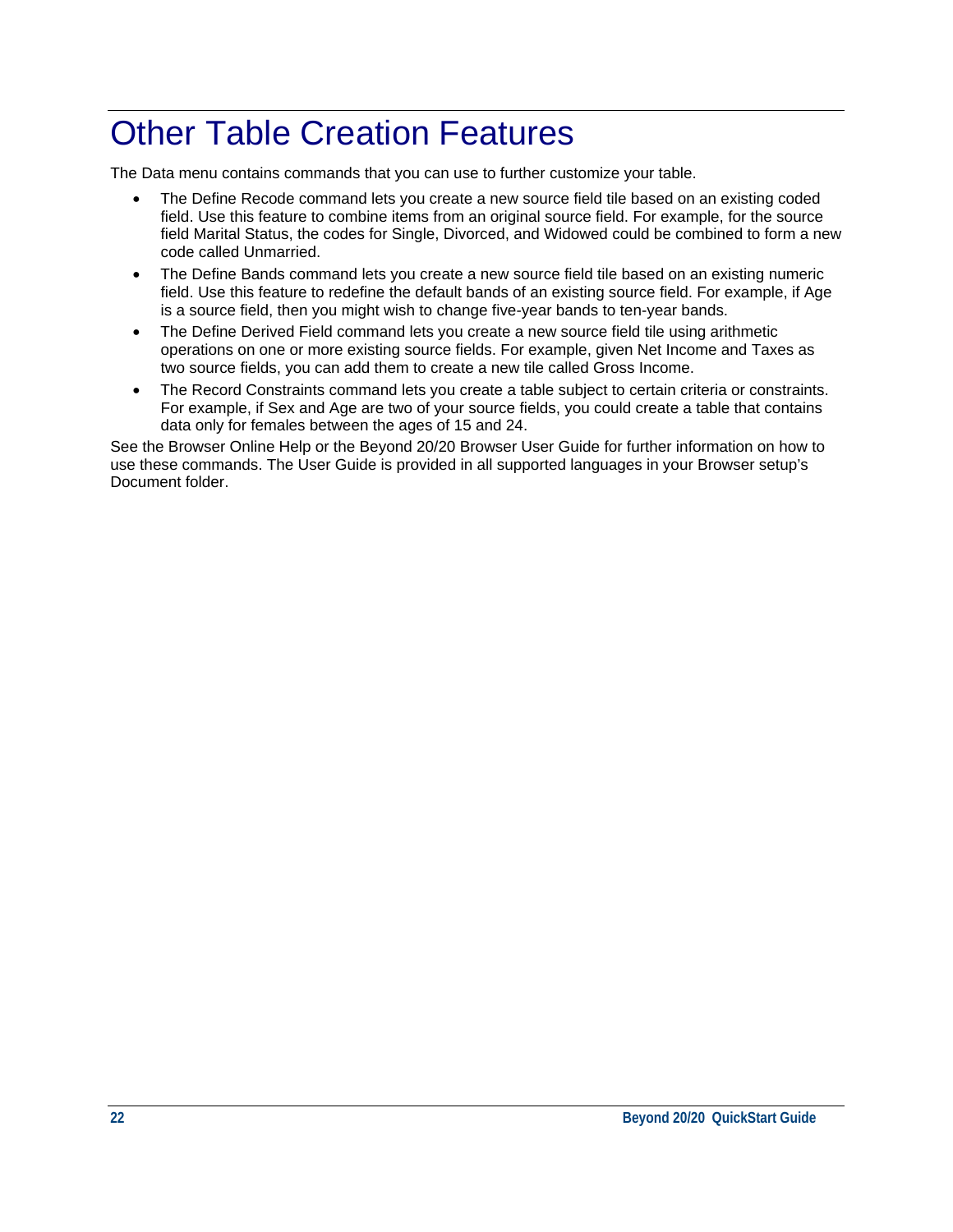# Other Table Creation Features

The Data menu contains commands that you can use to further customize your table.

- The Define Recode command lets you create a new source field tile based on an existing coded field. Use this feature to combine items from an original source field. For example, for the source field Marital Status, the codes for Single, Divorced, and Widowed could be combined to form a new code called Unmarried.
- The Define Bands command lets you create a new source field tile based on an existing numeric field. Use this feature to redefine the default bands of an existing source field. For example, if Age is a source field, then you might wish to change five-year bands to ten-year bands.
- The Define Derived Field command lets you create a new source field tile using arithmetic operations on one or more existing source fields. For example, given Net Income and Taxes as two source fields, you can add them to create a new tile called Gross Income.
- The Record Constraints command lets you create a table subject to certain criteria or constraints. For example, if Sex and Age are two of your source fields, you could create a table that contains data only for females between the ages of 15 and 24.

See the Browser Online Help or the Beyond 20/20 Browser User Guide for further information on how to use these commands. The User Guide is provided in all supported languages in your Browser setup's Document folder.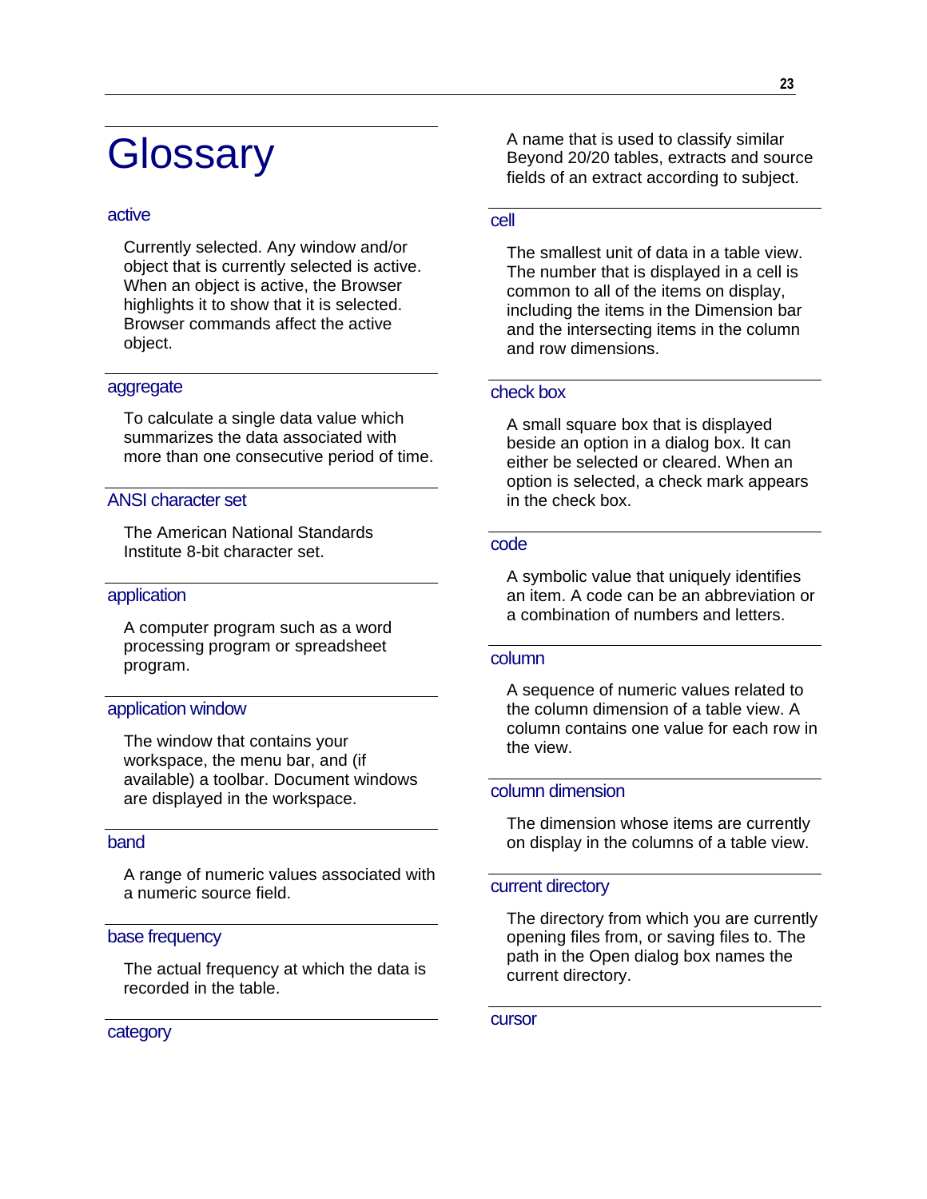# Glossary

### active

Currently selected. Any window and/or object that is currently selected is active. When an object is active, the Browser highlights it to show that it is selected. Browser commands affect the active object.

### aggregate

To calculate a single data value which summarizes the data associated with more than one consecutive period of time.

### ANSI character set

The American National Standards Institute 8-bit character set.

### application

A computer program such as a word processing program or spreadsheet program.

### application window

The window that contains your workspace, the menu bar, and (if available) a toolbar. Document windows are displayed in the workspace.

### band

A range of numeric values associated with a numeric source field.

### base frequency

The actual frequency at which the data is recorded in the table.

### category

A name that is used to classify similar Beyond 20/20 tables, extracts and source fields of an extract according to subject.

### cell

The smallest unit of data in a table view. The number that is displayed in a cell is common to all of the items on display, including the items in the Dimension bar and the intersecting items in the column and row dimensions.

### check box

A small square box that is displayed beside an option in a dialog box. It can either be selected or cleared. When an option is selected, a check mark appears in the check box.

### code

A symbolic value that uniquely identifies an item. A code can be an abbreviation or a combination of numbers and letters.

### column

A sequence of numeric values related to the column dimension of a table view. A column contains one value for each row in the view.

### column dimension

The dimension whose items are currently on display in the columns of a table view.

### current directory

The directory from which you are currently opening files from, or saving files to. The path in the Open dialog box names the current directory.

### cursor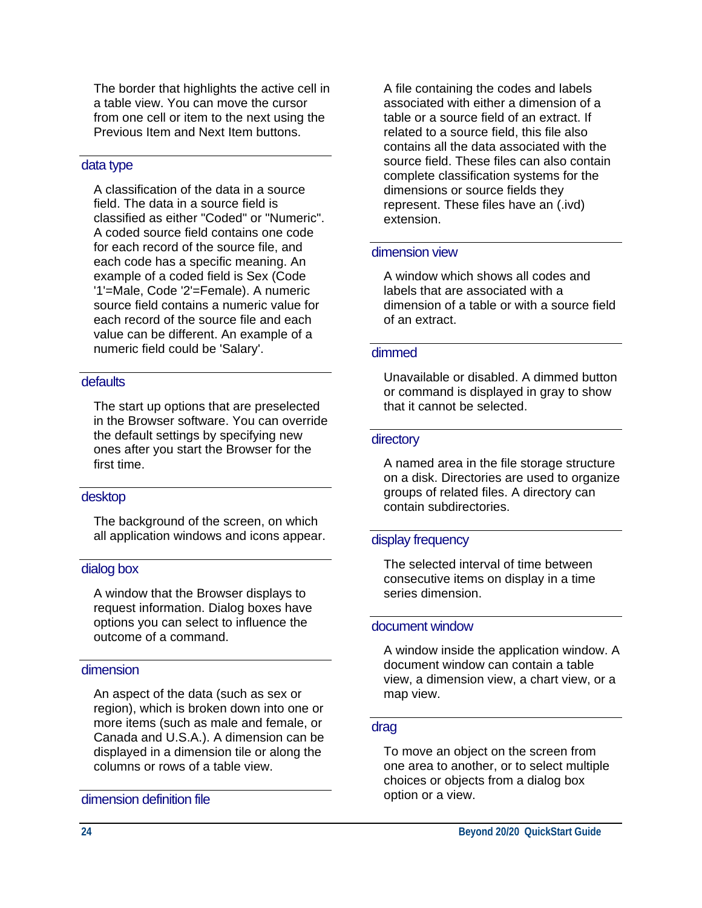The border that highlights the active cell in a table view. You can move the cursor from one cell or item to the next using the Previous Item and Next Item buttons.

### data type

A classification of the data in a source field. The data in a source field is classified as either "Coded" or "Numeric". A coded source field contains one code for each record of the source file, and each code has a specific meaning. An example of a coded field is Sex (Code '1'=Male, Code '2'=Female). A numeric source field contains a numeric value for each record of the source file and each value can be different. An example of a numeric field could be 'Salary'.

### defaults

The start up options that are preselected in the Browser software. You can override the default settings by specifying new ones after you start the Browser for the first time.

### desktop

The background of the screen, on which all application windows and icons appear.

### dialog box

A window that the Browser displays to request information. Dialog boxes have options you can select to influence the outcome of a command.

### dimension

An aspect of the data (such as sex or region), which is broken down into one or more items (such as male and female, or Canada and U.S.A.). A dimension can be displayed in a dimension tile or along the columns or rows of a table view.

### dimension definition file

A file containing the codes and labels associated with either a dimension of a table or a source field of an extract. If related to a source field, this file also contains all the data associated with the source field. These files can also contain complete classification systems for the dimensions or source fields they represent. These files have an (.ivd) extension.

### dimension view

A window which shows all codes and labels that are associated with a dimension of a table or with a source field of an extract.

### dimmed

Unavailable or disabled. A dimmed button or command is displayed in gray to show that it cannot be selected.

### directory

A named area in the file storage structure on a disk. Directories are used to organize groups of related files. A directory can contain subdirectories.

### display frequency

The selected interval of time between consecutive items on display in a time series dimension.

### document window

A window inside the application window. A document window can contain a table view, a dimension view, a chart view, or a map view.

### drag

To move an object on the screen from one area to another, or to select multiple choices or objects from a dialog box option or a view.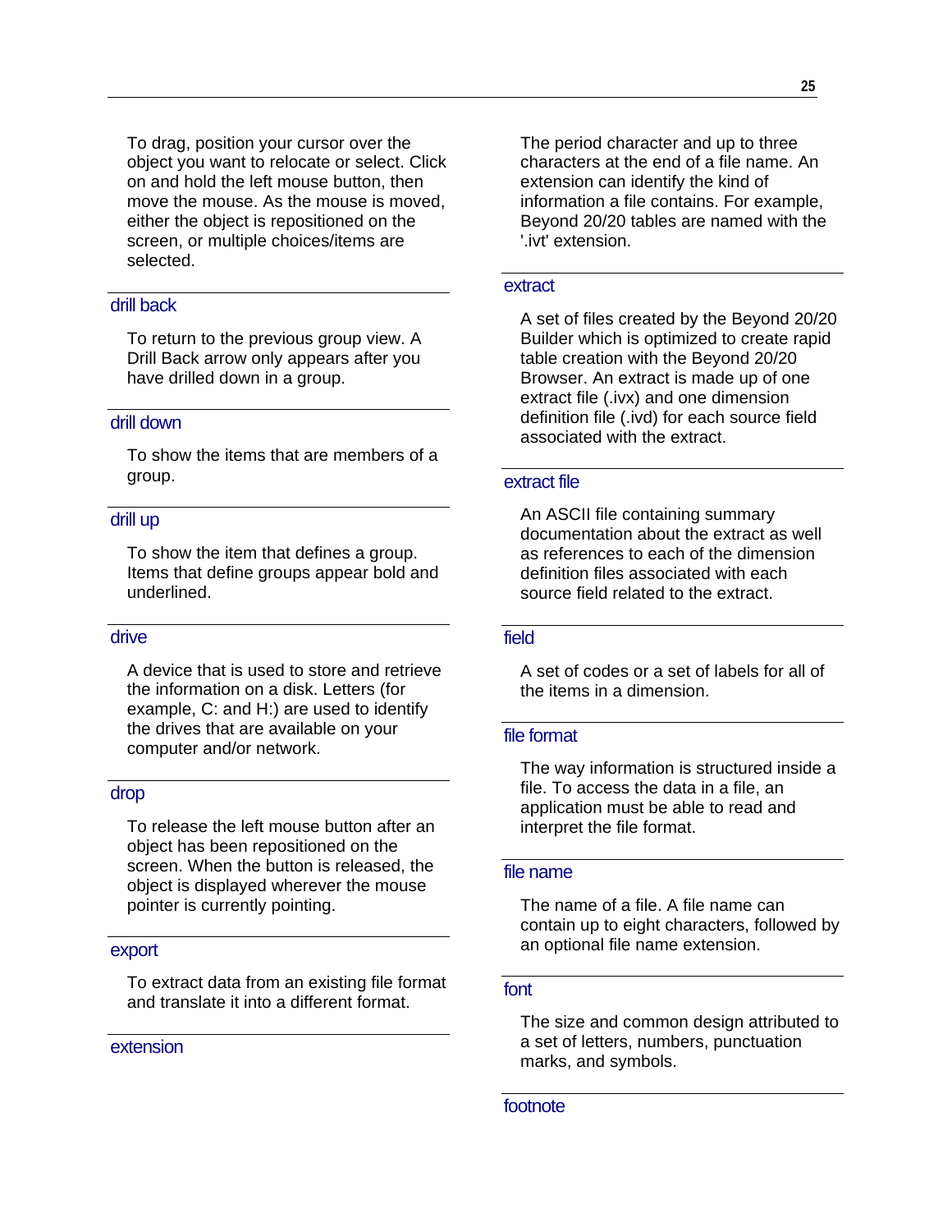To drag, position your cursor over the object you want to relocate or select. Click on and hold the left mouse button, then move the mouse. As the mouse is moved, either the object is repositioned on the screen, or multiple choices/items are selected.

### drill back

To return to the previous group view. A Drill Back arrow only appears after you have drilled down in a group.

### drill down

To show the items that are members of a group.

### drill up

To show the item that defines a group. Items that define groups appear bold and underlined.

### drive

A device that is used to store and retrieve the information on a disk. Letters (for example, C: and H:) are used to identify the drives that are available on your computer and/or network.

### drop

To release the left mouse button after an object has been repositioned on the screen. When the button is released, the object is displayed wherever the mouse pointer is currently pointing.

### export

To extract data from an existing file format and translate it into a different format.

### extension

The period character and up to three characters at the end of a file name. An extension can identify the kind of information a file contains. For example, Beyond 20/20 tables are named with the '.ivt' extension.

### extract

A set of files created by the Beyond 20/20 Builder which is optimized to create rapid table creation with the Beyond 20/20 Browser. An extract is made up of one extract file (.ivx) and one dimension definition file (.ivd) for each source field associated with the extract.

### extract file

An ASCII file containing summary documentation about the extract as well as references to each of the dimension definition files associated with each source field related to the extract.

### field

A set of codes or a set of labels for all of the items in a dimension.

### file format

The way information is structured inside a file. To access the data in a file, an application must be able to read and interpret the file format.

### file name

The name of a file. A file name can contain up to eight characters, followed by an optional file name extension.

### font

The size and common design attributed to a set of letters, numbers, punctuation marks, and symbols.

### footnote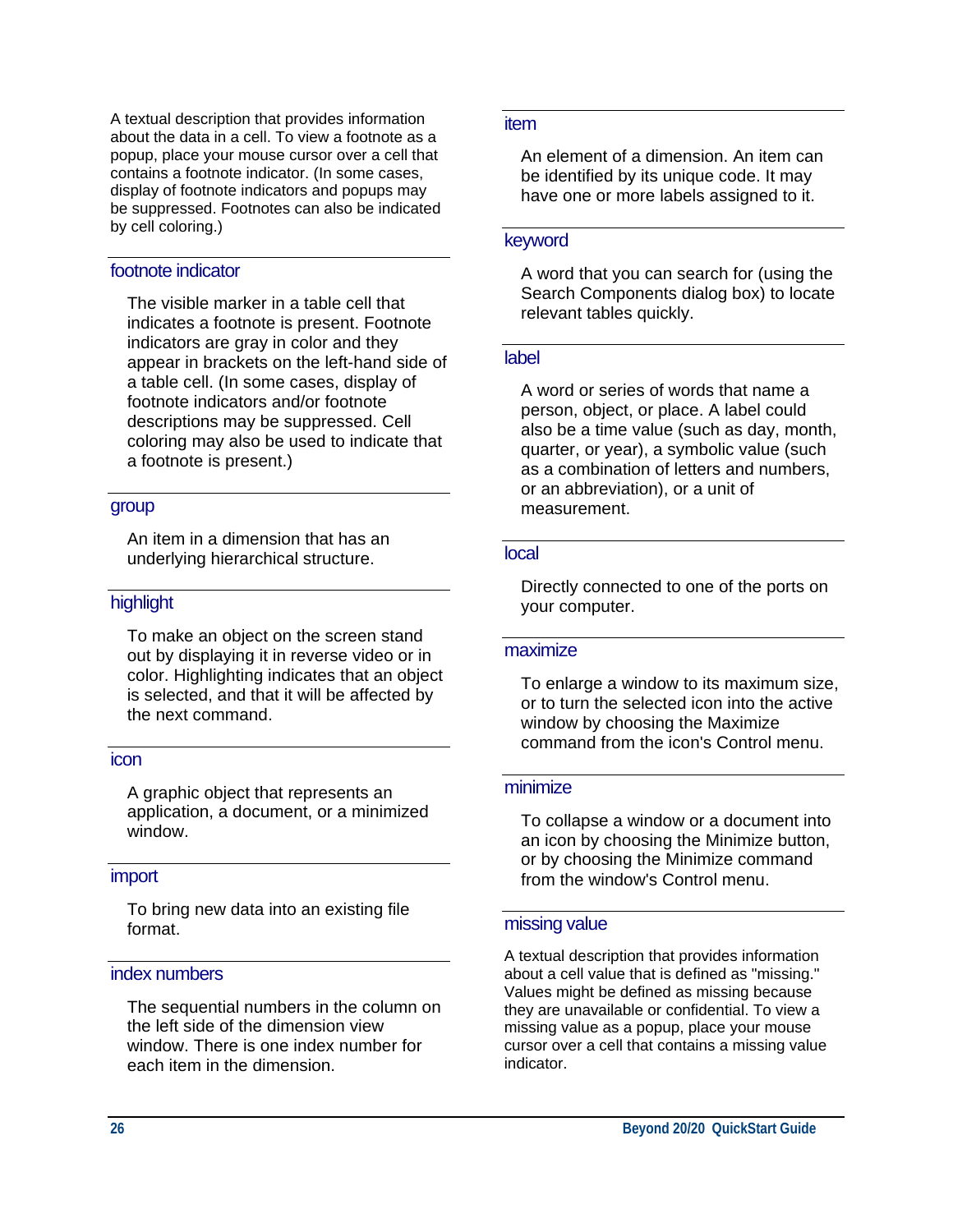A textual description that provides information about the data in a cell. To view a footnote as a popup, place your mouse cursor over a cell that contains a footnote indicator. (In some cases, display of footnote indicators and popups may be suppressed. Footnotes can also be indicated by cell coloring.)

### footnote indicator

The visible marker in a table cell that indicates a footnote is present. Footnote indicators are gray in color and they appear in brackets on the left-hand side of a table cell. (In some cases, display of footnote indicators and/or footnote descriptions may be suppressed. Cell coloring may also be used to indicate that a footnote is present.)

### group

An item in a dimension that has an underlying hierarchical structure.

### highlight

To make an object on the screen stand out by displaying it in reverse video or in color. Highlighting indicates that an object is selected, and that it will be affected by the next command.

### icon

A graphic object that represents an application, a document, or a minimized window.

### import

To bring new data into an existing file format.

### index numbers

The sequential numbers in the column on the left side of the dimension view window. There is one index number for each item in the dimension.

### item

An element of a dimension. An item can be identified by its unique code. It may have one or more labels assigned to it.

### keyword

A word that you can search for (using the Search Components dialog box) to locate relevant tables quickly.

### label

A word or series of words that name a person, object, or place. A label could also be a time value (such as day, month, quarter, or year), a symbolic value (such as a combination of letters and numbers, or an abbreviation), or a unit of measurement.

### local

Directly connected to one of the ports on your computer.

### maximize

To enlarge a window to its maximum size, or to turn the selected icon into the active window by choosing the Maximize command from the icon's Control menu.

### minimize

To collapse a window or a document into an icon by choosing the Minimize button, or by choosing the Minimize command from the window's Control menu.

### missing value

A textual description that provides information about a cell value that is defined as "missing." Values might be defined as missing because they are unavailable or confidential. To view a missing value as a popup, place your mouse cursor over a cell that contains a missing value indicator.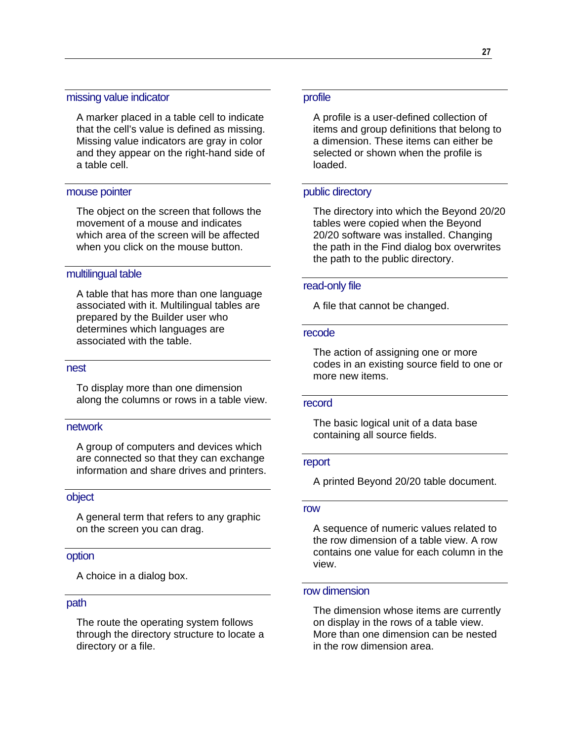### missing value indicator

A marker placed in a table cell to indicate that the cell's value is defined as missing. Missing value indicators are gray in color and they appear on the right-hand side of a table cell.

### mouse pointer

The object on the screen that follows the movement of a mouse and indicates which area of the screen will be affected when you click on the mouse button.

### multilingual table

A table that has more than one language associated with it. Multilingual tables are prepared by the Builder user who determines which languages are associated with the table.

### nest

To display more than one dimension along the columns or rows in a table view.

### network

A group of computers and devices which are connected so that they can exchange information and share drives and printers.

### object

A general term that refers to any graphic on the screen you can drag.

### option

A choice in a dialog box.

### path

The route the operating system follows through the directory structure to locate a directory or a file.

### profile

A profile is a user-defined collection of items and group definitions that belong to a dimension. These items can either be selected or shown when the profile is loaded.

### public directory

The directory into which the Beyond 20/20 tables were copied when the Beyond 20/20 software was installed. Changing the path in the Find dialog box overwrites the path to the public directory.

### read-only file

A file that cannot be changed.

### recode

The action of assigning one or more codes in an existing source field to one or more new items.

### record

The basic logical unit of a data base containing all source fields.

### report

A printed Beyond 20/20 table document.

### row

A sequence of numeric values related to the row dimension of a table view. A row contains one value for each column in the view.

### row dimension

The dimension whose items are currently on display in the rows of a table view. More than one dimension can be nested in the row dimension area.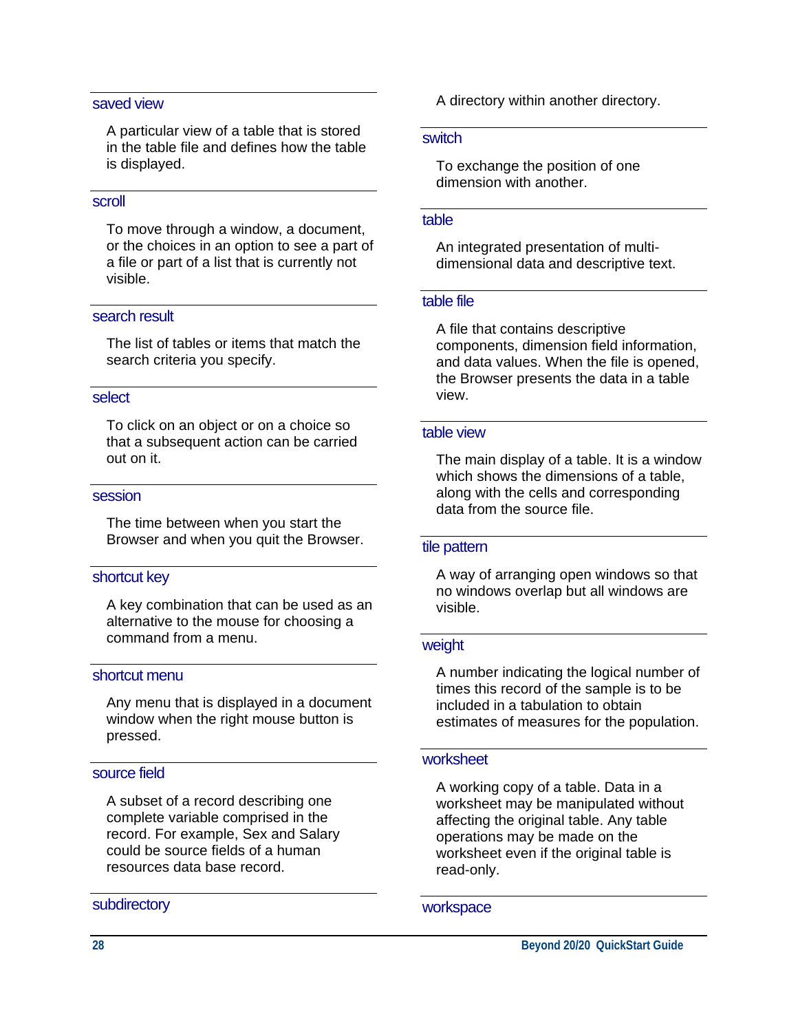## saved view

A particular view of a table that is stored in the table file and defines how the table is displayed.

## scroll

To move through a window, a document, or the choices in an option to see a part of a file or part of a list that is currently not visible.

## search result

The list of tables or items that match the search criteria you specify.

## select

To click on an object or on a choice so that a subsequent action can be carried out on it.

## session

The time between when you start the Browser and when you quit the Browser.

## shortcut key

A key combination that can be used as an alternative to the mouse for choosing a command from a menu.

## shortcut menu

Any menu that is displayed in a document window when the right mouse button is pressed.

## source field

A subset of a record describing one complete variable comprised in the record. For example, Sex and Salary could be source fields of a human resources data base record.

## subdirectory

A directory within another directory.

## switch

To exchange the position of one dimension with another.

## table

An integrated presentation of multi-dimensional data and descriptive text.

## table file

A file that contains descriptive components, dimension field information, and data values. When the file is opened, the Browser presents the data in a table view.

## table view

The main display of a table. It is a window which shows the dimensions of a table, along with the cells and corresponding data from the source file.

## tile pattern

A way of arranging open windows so that no windows overlap but all windows are visible.

## weight

A number indicating the logical number of times this record of the sample is to be included in a tabulation to obtain estimates of measures for the population.

## worksheet

A working copy of a table. Data in a worksheet may be manipulated without affecting the original table. Any table operations may be made on the worksheet even if the original table is read-only.

## workspace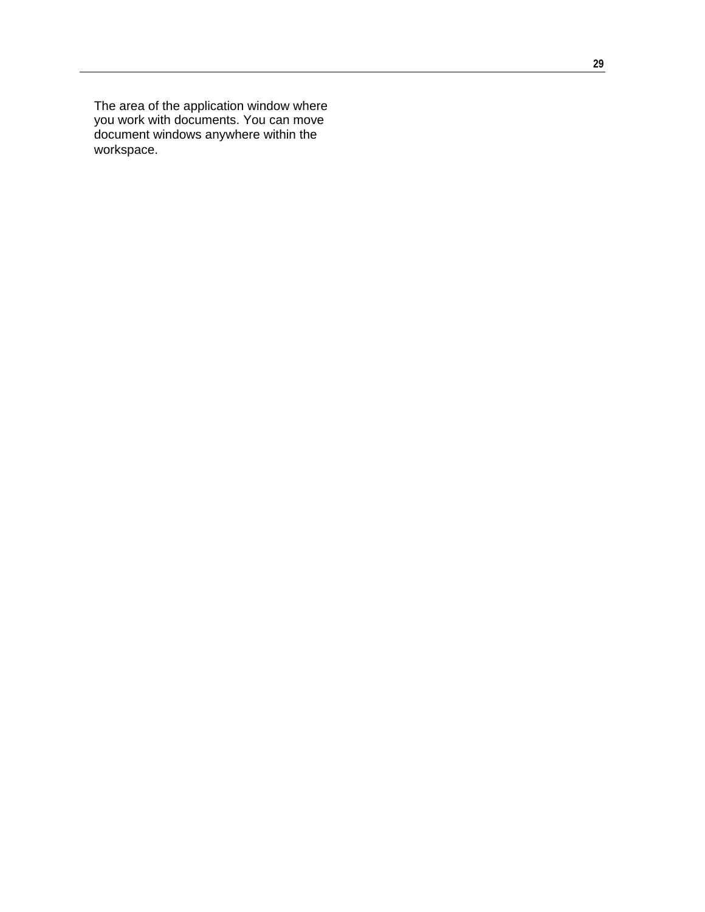The area of the application window where you work with documents. You can move document windows anywhere within the workspace.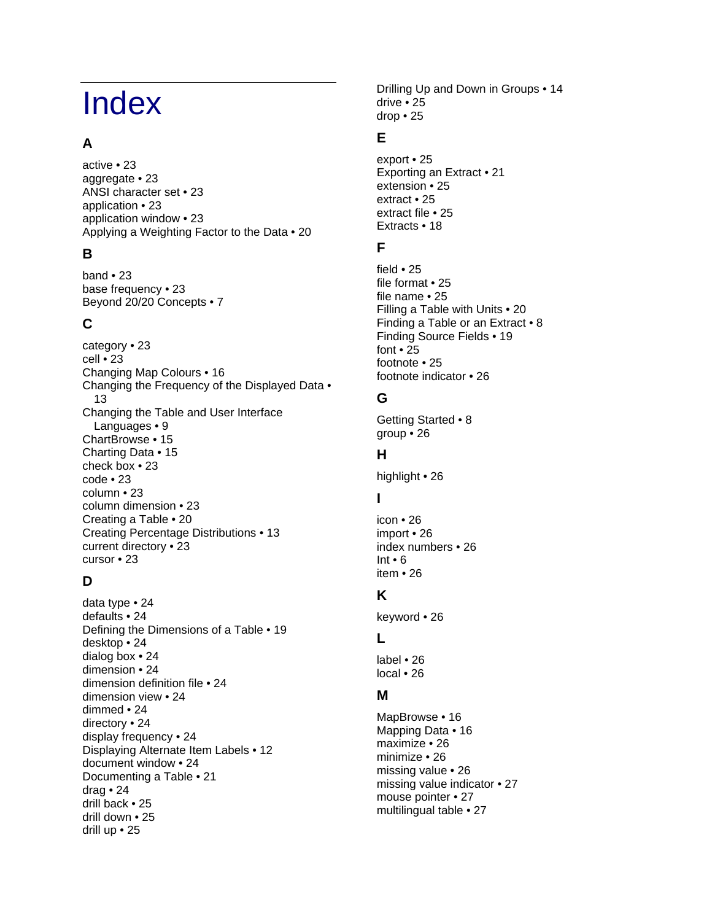# Index

## A

active • 23
aggregate • 23
ANSI character set • 23
application • 23
application window • 23
Applying a Weighting Factor to the Data • 20

## B

band • 23
base frequency • 23
Beyond 20/20 Concepts • 7

## C

category • 23
cell • 23
Changing Map Colours • 16
Changing the Frequency of the Displayed Data • 13
Changing the Table and User Interface Languages • 9
ChartBrowse • 15
Charting Data • 15
check box • 23
code • 23
column • 23
column dimension • 23
Creating a Table • 20
Creating Percentage Distributions • 13
current directory • 23
cursor • 23

## D

data type • 24
defaults • 24
Defining the Dimensions of a Table • 19
desktop • 24
dialog box • 24
dimension • 24
dimension definition file • 24
dimension view • 24
dimmed • 24
directory • 24
display frequency • 24
Displaying Alternate Item Labels • 12
document window • 24
Documenting a Table • 21
drag • 24
drill back • 25
drill down • 25
drill up • 25
Drilling Up and Down in Groups • 14
drive • 25
drop • 25

## E

export • 25
Exporting an Extract • 21
extension • 25
extract • 25
extract file • 25
Extracts • 18

## F

field • 25
file format • 25
file name • 25
Filling a Table with Units • 20
Finding a Table or an Extract • 8
Finding Source Fields • 19
font • 25
footnote • 25
footnote indicator • 26

## G

Getting Started • 8
group • 26

## H

highlight • 26

## I

icon • 26
import • 26
index numbers • 26
Int • 6
item • 26

## K

keyword • 26

## L

label • 26
local • 26

## M

MapBrowse • 16
Mapping Data • 16
maximize • 26
minimize • 26
missing value • 26
missing value indicator • 27
mouse pointer • 27
multilingual table • 27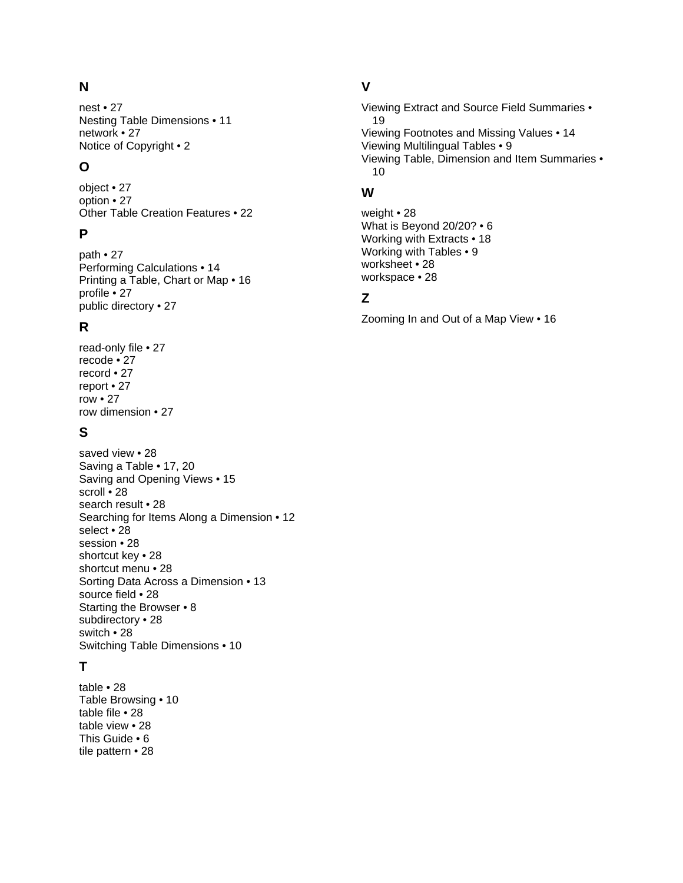## N

nest • 27
Nesting Table Dimensions • 11
network • 27
Notice of Copyright • 2

## O

object • 27
option • 27
Other Table Creation Features • 22

## P

path • 27
Performing Calculations • 14
Printing a Table, Chart or Map • 16
profile • 27
public directory • 27

## R

read-only file • 27
recode • 27
record • 27
report • 27
row • 27
row dimension • 27

## S

saved view • 28
Saving a Table • 17, 20
Saving and Opening Views • 15
scroll • 28
search result • 28
Searching for Items Along a Dimension • 12
select • 28
session • 28
shortcut key • 28
shortcut menu • 28
Sorting Data Across a Dimension • 13
source field • 28
Starting the Browser • 8
subdirectory • 28
switch • 28
Switching Table Dimensions • 10

## T

table • 28
Table Browsing • 10
table file • 28
table view • 28
This Guide • 6
tile pattern • 28

## V

Viewing Extract and Source Field Summaries • 19
Viewing Footnotes and Missing Values • 14
Viewing Multilingual Tables • 9
Viewing Table, Dimension and Item Summaries • 10

## W

weight • 28
What is Beyond 20/20? • 6
Working with Extracts • 18
Working with Tables • 9
worksheet • 28
workspace • 28

## Z

Zooming In and Out of a Map View • 16